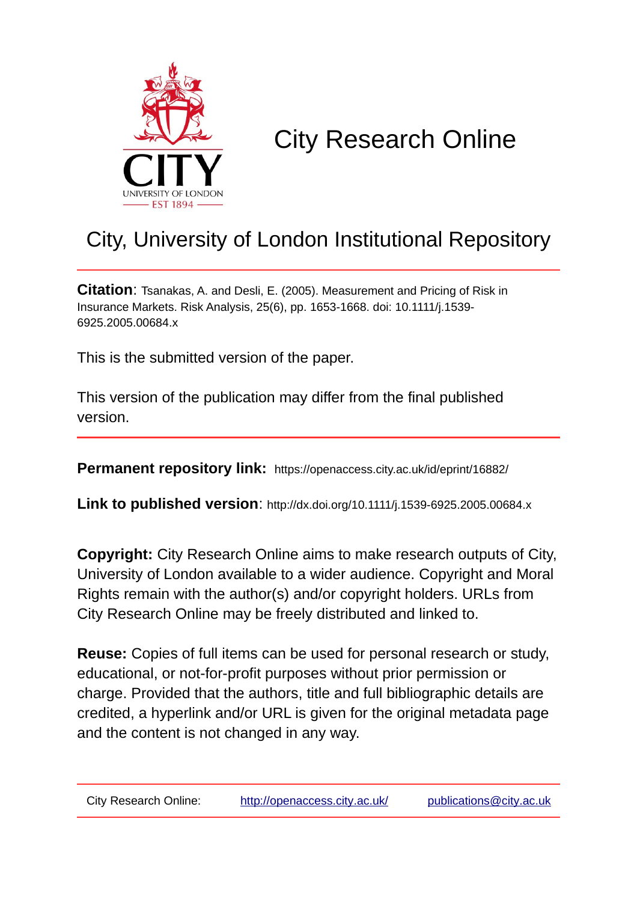# City Research Online

## City, University of London Institutional Repository

**Citation**: Tsanakas, A. and Desli, E. (2005). Measurement and Pricing of Risk in Insurance Markets. Risk Analysis, 25(6), pp. 1653-1668. doi: 10.1111/j.1539-6925.2005.00684.x

This is the submitted version of the paper.

This version of the publication may differ from the final published version.

**Permanent repository link:** https://openaccess.city.ac.uk/id/eprint/16882/

**Link to published version**: http://dx.doi.org/10.1111/j.1539-6925.2005.00684.x

**Copyright:** City Research Online aims to make research outputs of City, University of London available to a wider audience. Copyright and Moral Rights remain with the author(s) and/or copyright holders. URLs from City Research Online may be freely distributed and linked to.

**Reuse:** Copies of full items can be used for personal research or study, educational, or not-for-profit purposes without prior permission or charge. Provided that the authors, title and full bibliographic details are credited, a hyperlink and/or URL is given for the original metadata page and the content is not changed in any way.

City Research Online: http://openaccess.city.ac.uk/ publications@city.ac.uk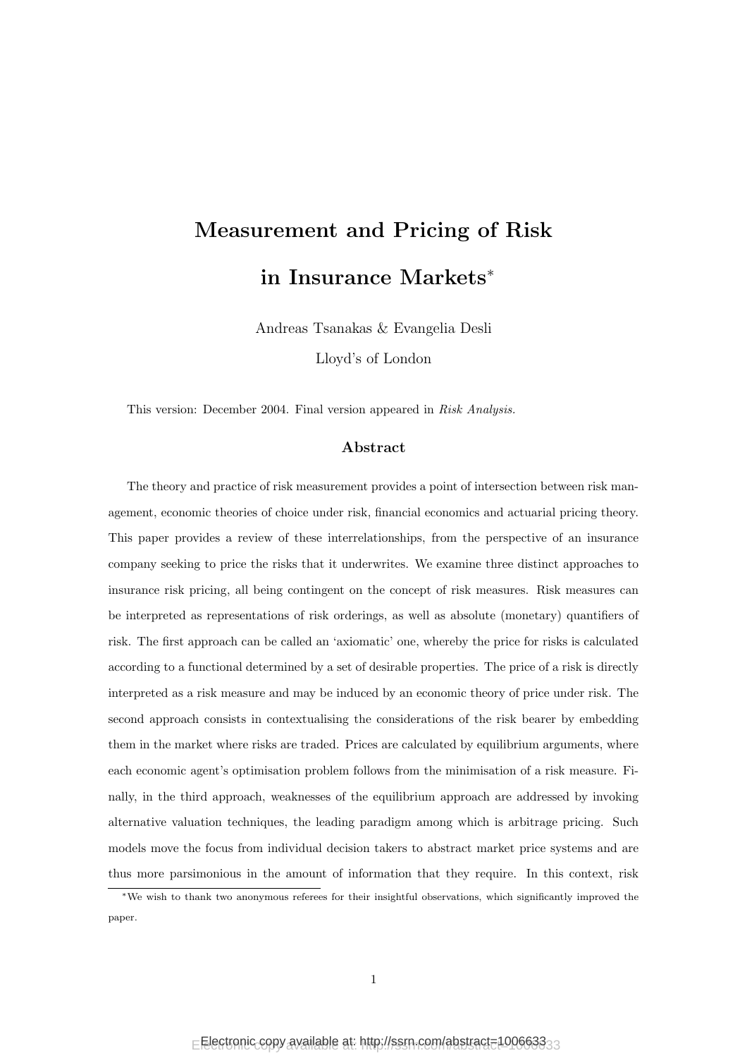# Measurement and Pricing of Risk in Insurance Markets*

Andreas Tsanakas & Evangelia Desli

Lloyd's of London

This version: December 2004. Final version appeared in *Risk Analysis.*

## Abstract

The theory and practice of risk measurement provides a point of intersection between risk management, economic theories of choice under risk, financial economics and actuarial pricing theory. This paper provides a review of these interrelationships, from the perspective of an insurance company seeking to price the risks that it underwrites. We examine three distinct approaches to insurance risk pricing, all being contingent on the concept of risk measures. Risk measures can be interpreted as representations of risk orderings, as well as absolute (monetary) quantifiers of risk. The first approach can be called an 'axiomatic' one, whereby the price for risks is calculated according to a functional determined by a set of desirable properties. The price of a risk is directly interpreted as a risk measure and may be induced by an economic theory of price under risk. The second approach consists in contextualising the considerations of the risk bearer by embedding them in the market where risks are traded. Prices are calculated by equilibrium arguments, where each economic agent's optimisation problem follows from the minimisation of a risk measure. Finally, in the third approach, weaknesses of the equilibrium approach are addressed by invoking alternative valuation techniques, the leading paradigm among which is arbitrage pricing. Such models move the focus from individual decision takers to abstract market price systems and are thus more parsimonious in the amount of information that they require. In this context, risk

*We wish to thank two anonymous referees for their insightful observations, which significantly improved the paper.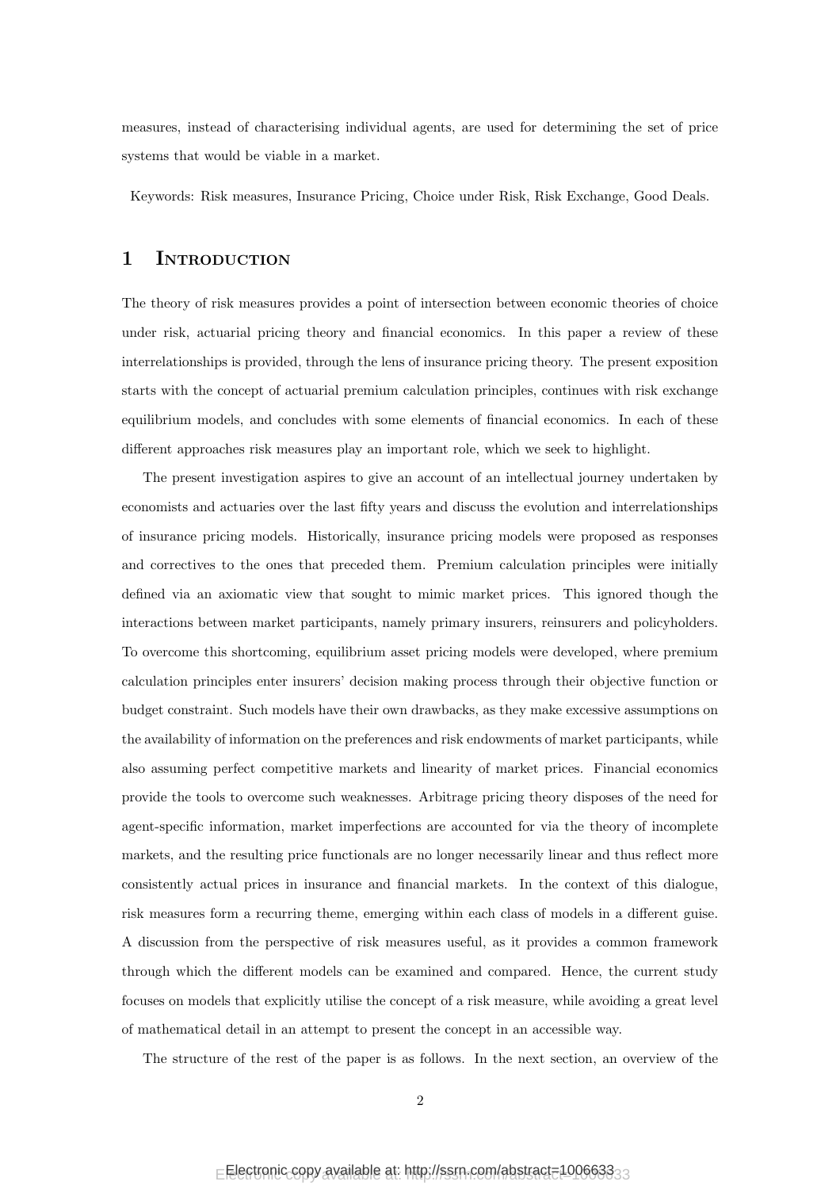measures, instead of characterising individual agents, are used for determining the set of price systems that would be viable in a market.

Keywords: Risk measures, Insurance Pricing, Choice under Risk, Risk Exchange, Good Deals.

# 1 Introduction

The theory of risk measures provides a point of intersection between economic theories of choice under risk, actuarial pricing theory and financial economics. In this paper a review of these interrelationships is provided, through the lens of insurance pricing theory. The present exposition starts with the concept of actuarial premium calculation principles, continues with risk exchange equilibrium models, and concludes with some elements of financial economics. In each of these different approaches risk measures play an important role, which we seek to highlight.

The present investigation aspires to give an account of an intellectual journey undertaken by economists and actuaries over the last fifty years and discuss the evolution and interrelationships of insurance pricing models. Historically, insurance pricing models were proposed as responses and correctives to the ones that preceded them. Premium calculation principles were initially defined via an axiomatic view that sought to mimic market prices. This ignored though the interactions between market participants, namely primary insurers, reinsurers and policyholders. To overcome this shortcoming, equilibrium asset pricing models were developed, where premium calculation principles enter insurers' decision making process through their objective function or budget constraint. Such models have their own drawbacks, as they make excessive assumptions on the availability of information on the preferences and risk endowments of market participants, while also assuming perfect competitive markets and linearity of market prices. Financial economics provide the tools to overcome such weaknesses. Arbitrage pricing theory disposes of the need for agent-specific information, market imperfections are accounted for via the theory of incomplete markets, and the resulting price functionals are no longer necessarily linear and thus reflect more consistently actual prices in insurance and financial markets. In the context of this dialogue, risk measures form a recurring theme, emerging within each class of models in a different guise. A discussion from the perspective of risk measures useful, as it provides a common framework through which the different models can be examined and compared. Hence, the current study focuses on models that explicitly utilise the concept of a risk measure, while avoiding a great level of mathematical detail in an attempt to present the concept in an accessible way.

The structure of the rest of the paper is as follows. In the next section, an overview of the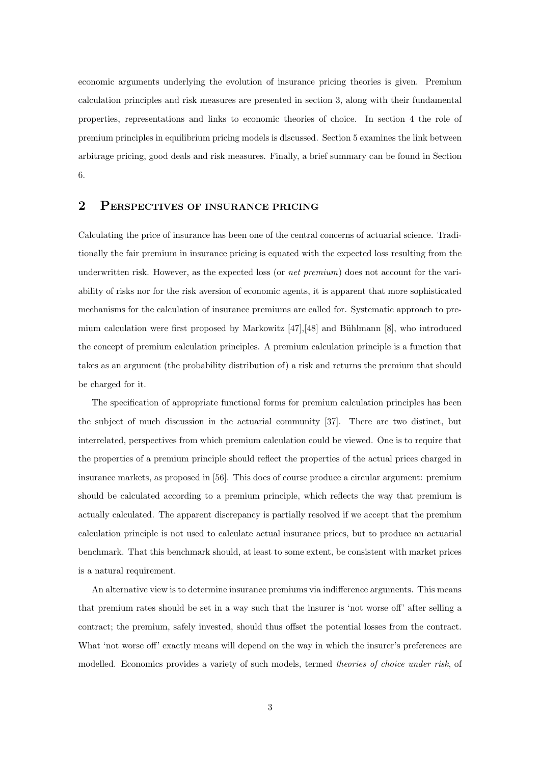economic arguments underlying the evolution of insurance pricing theories is given. Premium calculation principles and risk measures are presented in section 3, along with their fundamental properties, representations and links to economic theories of choice. In section 4 the role of premium principles in equilibrium pricing models is discussed. Section 5 examines the link between arbitrage pricing, good deals and risk measures. Finally, a brief summary can be found in Section 6.

## 2 Perspectives of insurance pricing

Calculating the price of insurance has been one of the central concerns of actuarial science. Traditionally the fair premium in insurance pricing is equated with the expected loss resulting from the underwritten risk. However, as the expected loss (or *net premium*) does not account for the variability of risks nor for the risk aversion of economic agents, it is apparent that more sophisticated mechanisms for the calculation of insurance premiums are called for. Systematic approach to premium calculation were first proposed by Markowitz [47],[48] and Bühlmann [8], who introduced the concept of premium calculation principles. A premium calculation principle is a function that takes as an argument (the probability distribution of) a risk and returns the premium that should be charged for it.

The specification of appropriate functional forms for premium calculation principles has been the subject of much discussion in the actuarial community [37]. There are two distinct, but interrelated, perspectives from which premium calculation could be viewed. One is to require that the properties of a premium principle should reflect the properties of the actual prices charged in insurance markets, as proposed in [56]. This does of course produce a circular argument: premium should be calculated according to a premium principle, which reflects the way that premium is actually calculated. The apparent discrepancy is partially resolved if we accept that the premium calculation principle is not used to calculate actual insurance prices, but to produce an actuarial benchmark. That this benchmark should, at least to some extent, be consistent with market prices is a natural requirement.

An alternative view is to determine insurance premiums via indifference arguments. This means that premium rates should be set in a way such that the insurer is 'not worse off' after selling a contract; the premium, safely invested, should thus offset the potential losses from the contract. What 'not worse off' exactly means will depend on the way in which the insurer's preferences are modelled. Economics provides a variety of such models, termed *theories of choice under risk*, of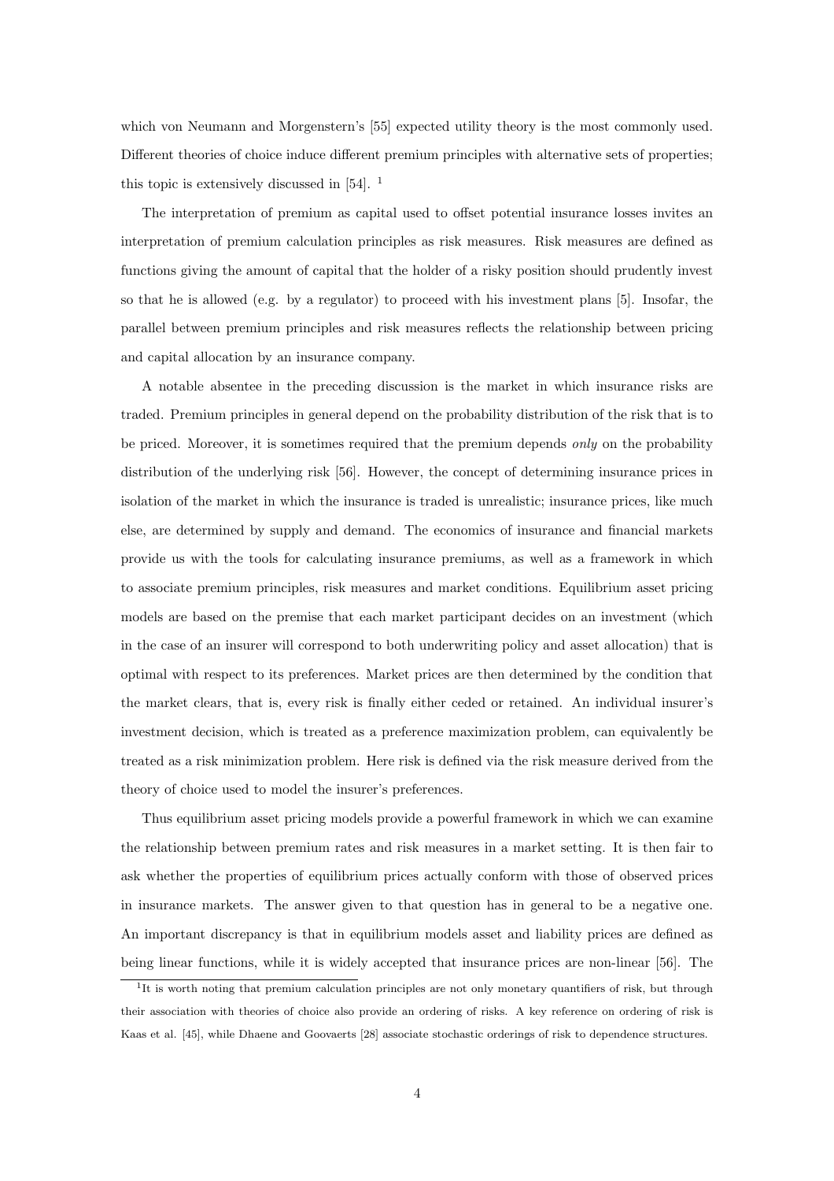which von Neumann and Morgenstern's [55] expected utility theory is the most commonly used. Different theories of choice induce different premium principles with alternative sets of properties; this topic is extensively discussed in [54]. [1]

The interpretation of premium as capital used to offset potential insurance losses invites an interpretation of premium calculation principles as risk measures. Risk measures are defined as functions giving the amount of capital that the holder of a risky position should prudently invest so that he is allowed (e.g. by a regulator) to proceed with his investment plans [5]. Insofar, the parallel between premium principles and risk measures reflects the relationship between pricing and capital allocation by an insurance company.

A notable absentee in the preceding discussion is the market in which insurance risks are traded. Premium principles in general depend on the probability distribution of the risk that is to be priced. Moreover, it is sometimes required that the premium depends *only* on the probability distribution of the underlying risk [56]. However, the concept of determining insurance prices in isolation of the market in which the insurance is traded is unrealistic; insurance prices, like much else, are determined by supply and demand. The economics of insurance and financial markets provide us with the tools for calculating insurance premiums, as well as a framework in which to associate premium principles, risk measures and market conditions. Equilibrium asset pricing models are based on the premise that each market participant decides on an investment (which in the case of an insurer will correspond to both underwriting policy and asset allocation) that is optimal with respect to its preferences. Market prices are then determined by the condition that the market clears, that is, every risk is finally either ceded or retained. An individual insurer's investment decision, which is treated as a preference maximization problem, can equivalently be treated as a risk minimization problem. Here risk is defined via the risk measure derived from the theory of choice used to model the insurer's preferences.

Thus equilibrium asset pricing models provide a powerful framework in which we can examine the relationship between premium rates and risk measures in a market setting. It is then fair to ask whether the properties of equilibrium prices actually conform with those of observed prices in insurance markets. The answer given to that question has in general to be a negative one. An important discrepancy is that in equilibrium models asset and liability prices are defined as being linear functions, while it is widely accepted that insurance prices are non-linear [56]. The

[1] It is worth noting that premium calculation principles are not only monetary quantifiers of risk, but through their association with theories of choice also provide an ordering of risks. A key reference on ordering of risk is Kaas et al. [45], while Dhaene and Goovaerts [28] associate stochastic orderings of risk to dependence structures.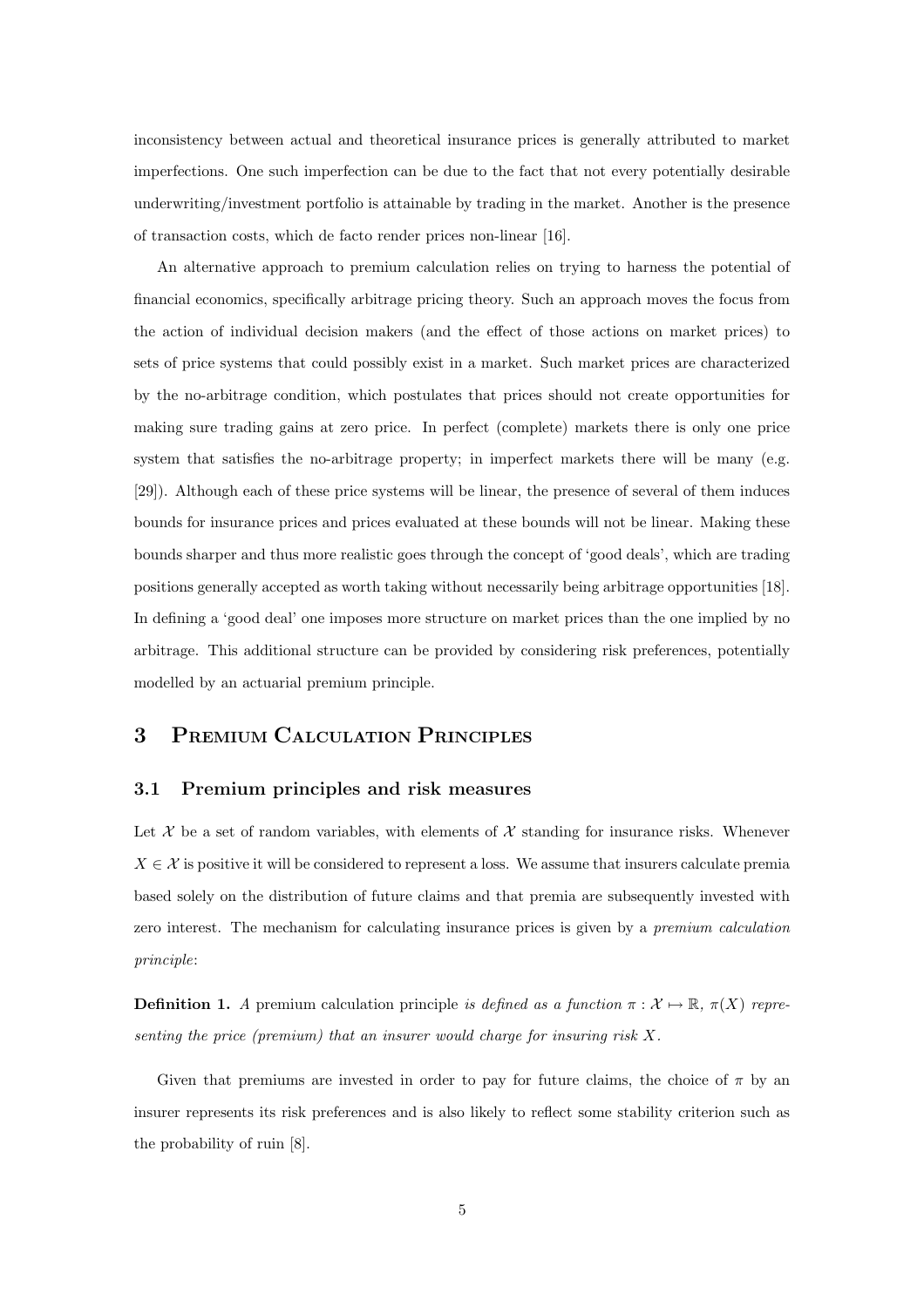inconsistency between actual and theoretical insurance prices is generally attributed to market imperfections. One such imperfection can be due to the fact that not every potentially desirable underwriting/investment portfolio is attainable by trading in the market. Another is the presence of transaction costs, which de facto render prices non-linear [16].

An alternative approach to premium calculation relies on trying to harness the potential of financial economics, specifically arbitrage pricing theory. Such an approach moves the focus from the action of individual decision makers (and the effect of those actions on market prices) to sets of price systems that could possibly exist in a market. Such market prices are characterized by the no-arbitrage condition, which postulates that prices should not create opportunities for making sure trading gains at zero price. In perfect (complete) markets there is only one price system that satisfies the no-arbitrage property; in imperfect markets there will be many (e.g. [29]). Although each of these price systems will be linear, the presence of several of them induces bounds for insurance prices and prices evaluated at these bounds will not be linear. Making these bounds sharper and thus more realistic goes through the concept of 'good deals', which are trading positions generally accepted as worth taking without necessarily being arbitrage opportunities [18]. In defining a 'good deal' one imposes more structure on market prices than the one implied by no arbitrage. This additional structure can be provided by considering risk preferences, potentially modelled by an actuarial premium principle.

# 3 Premium Calculation Principles

## 3.1 Premium principles and risk measures

Let $\mathcal{X}$ be a set of random variables, with elements of $\mathcal{X}$ standing for insurance risks. Whenever $X \in \mathcal{X}$ is positive it will be considered to represent a loss. We assume that insurers calculate premia based solely on the distribution of future claims and that premia are subsequently invested with zero interest. The mechanism for calculating insurance prices is given by a *premium calculation principle*:

**Definition 1.** *A* premium calculation principle *is defined as a function $\pi : \mathcal{X} \mapsto \mathbb{R}$, $\pi(X)$ representing the price (premium) that an insurer would charge for insuring risk $X$.*

Given that premiums are invested in order to pay for future claims, the choice of $\pi$ by an insurer represents its risk preferences and is also likely to reflect some stability criterion such as the probability of ruin [8].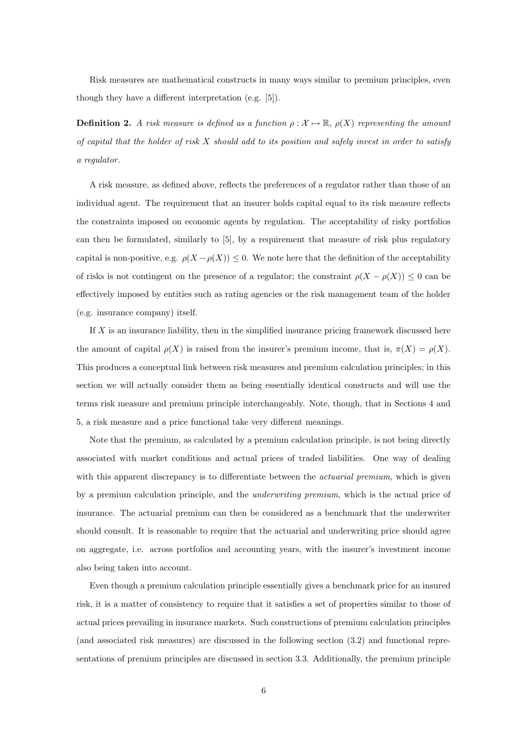Risk measures are mathematical constructs in many ways similar to premium principles, even though they have a different interpretation (e.g. [5]).

**Definition 2.** *A risk measure is defined as a function $\rho : \mathcal{X} \mapsto \mathbb{R}$, $\rho(X)$ representing the amount of capital that the holder of risk $X$ should add to its position and safely invest in order to satisfy a regulator.*

A risk measure, as defined above, reflects the preferences of a regulator rather than those of an individual agent. The requirement that an insurer holds capital equal to its risk measure reflects the constraints imposed on economic agents by regulation. The acceptability of risky portfolios can then be formulated, similarly to [5], by a requirement that measure of risk plus regulatory capital is non-positive, e.g. $\rho(X - \rho(X)) \leq 0$. We note here that the definition of the acceptability of risks is not contingent on the presence of a regulator; the constraint $\rho(X - \rho(X)) \leq 0$ can be effectively imposed by entities such as rating agencies or the risk management team of the holder (e.g. insurance company) itself.

If $X$ is an insurance liability, then in the simplified insurance pricing framework discussed here the amount of capital $\rho(X)$ is raised from the insurer's premium income, that is, $\pi(X) = \rho(X)$. This produces a conceptual link between risk measures and premium calculation principles; in this section we will actually consider them as being essentially identical constructs and will use the terms risk measure and premium principle interchangeably. Note, though, that in Sections 4 and 5, a risk measure and a price functional take very different meanings.

Note that the premium, as calculated by a premium calculation principle, is not being directly associated with market conditions and actual prices of traded liabilities. One way of dealing with this apparent discrepancy is to differentiate between the *actuarial premium*, which is given by a premium calculation principle, and the *underwriting premium*, which is the actual price of insurance. The actuarial premium can then be considered as a benchmark that the underwriter should consult. It is reasonable to require that the actuarial and underwriting price should agree on aggregate, i.e. across portfolios and accounting years, with the insurer's investment income also being taken into account.

Even though a premium calculation principle essentially gives a benchmark price for an insured risk, it is a matter of consistency to require that it satisfies a set of properties similar to those of actual prices prevailing in insurance markets. Such constructions of premium calculation principles (and associated risk measures) are discussed in the following section (3.2) and functional representations of premium principles are discussed in section 3.3. Additionally, the premium principle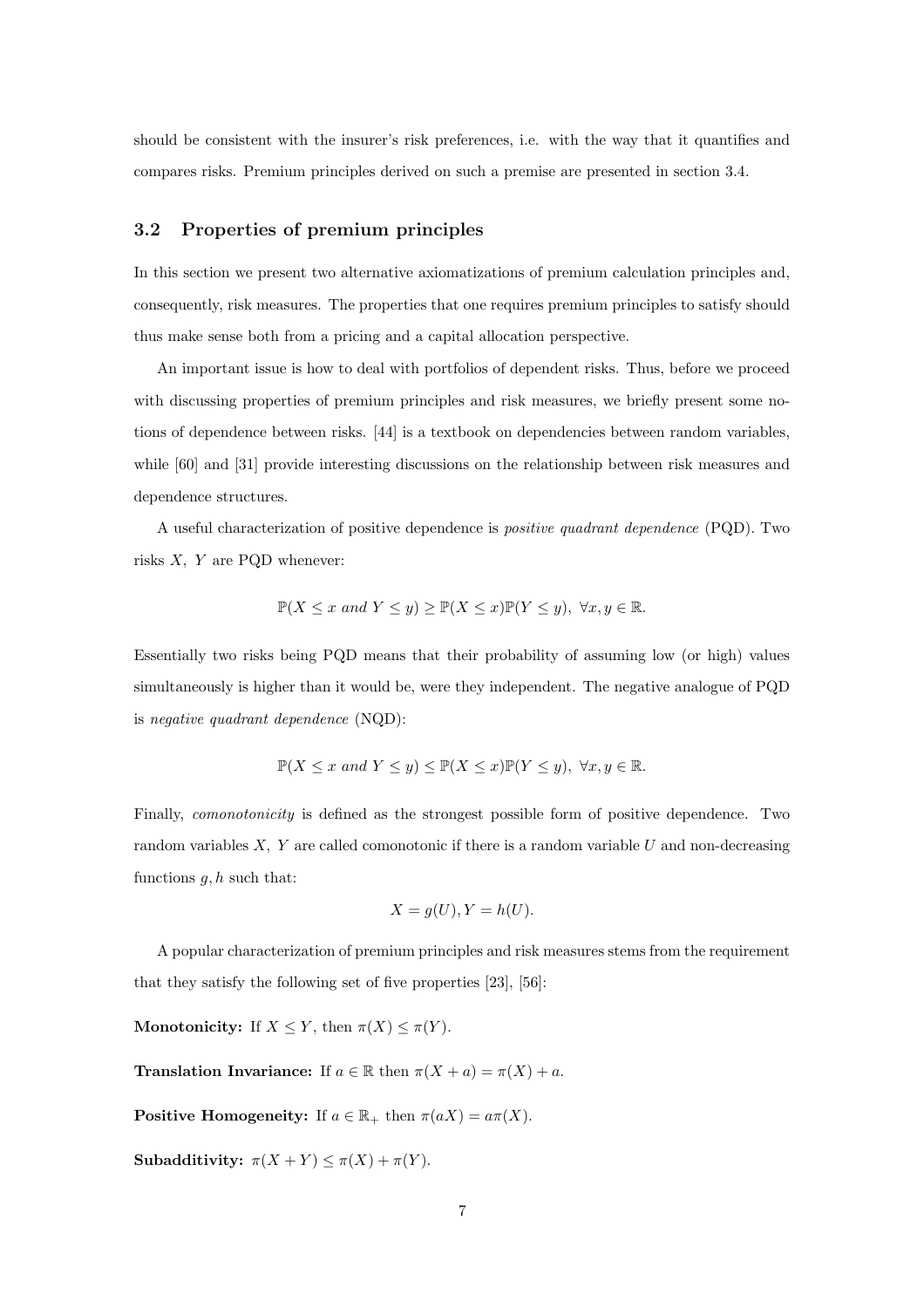should be consistent with the insurer's risk preferences, i.e. with the way that it quantifies and compares risks. Premium principles derived on such a premise are presented in section 3.4.

## 3.2 Properties of premium principles

In this section we present two alternative axiomatizations of premium calculation principles and, consequently, risk measures. The properties that one requires premium principles to satisfy should thus make sense both from a pricing and a capital allocation perspective.

An important issue is how to deal with portfolios of dependent risks. Thus, before we proceed with discussing properties of premium principles and risk measures, we briefly present some notions of dependence between risks. [44] is a textbook on dependencies between random variables, while [60] and [31] provide interesting discussions on the relationship between risk measures and dependence structures.

A useful characterization of positive dependence is *positive quadrant dependence* (PQD). Two risks $X$, $Y$ are PQD whenever:

$$\mathbb{P}(X \leq x \text{ and } Y \leq y) \geq \mathbb{P}(X \leq x)\mathbb{P}(Y \leq y), \ \forall x, y \in \mathbb{R}.$$

Essentially two risks being PQD means that their probability of assuming low (or high) values simultaneously is higher than it would be, were they independent. The negative analogue of PQD is *negative quadrant dependence* (NQD):

$$\mathbb{P}(X \leq x \text{ and } Y \leq y) \leq \mathbb{P}(X \leq x)\mathbb{P}(Y \leq y), \ \forall x, y \in \mathbb{R}.$$

Finally, *comonotonicity* is defined as the strongest possible form of positive dependence. Two random variables $X$, $Y$ are called comonotonic if there is a random variable $U$ and non-decreasing functions $g, h$ such that:

$$X = g(U), Y = h(U).$$

A popular characterization of premium principles and risk measures stems from the requirement that they satisfy the following set of five properties [23], [56]:

**Monotonicity:** If $X \leq Y$, then $\pi(X) \leq \pi(Y)$.

**Translation Invariance:** If $a \in \mathbb{R}$ then $\pi(X + a) = \pi(X) + a$.

**Positive Homogeneity:** If $a \in \mathbb{R}_+$ then $\pi(aX) = a\pi(X)$.

**Subadditivity:** $\pi(X + Y) \leq \pi(X) + \pi(Y)$.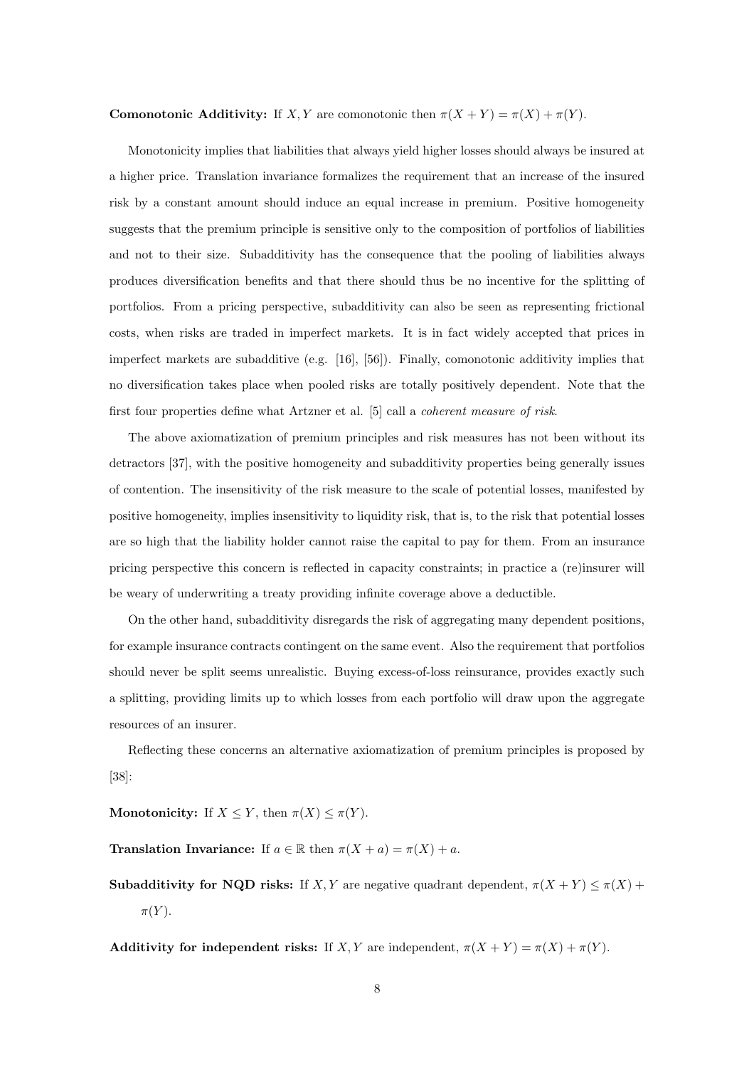**Comonotonic Additivity:** If $X, Y$ are comonotonic then $\pi(X + Y) = \pi(X) + \pi(Y)$.

Monotonicity implies that liabilities that always yield higher losses should always be insured at a higher price. Translation invariance formalizes the requirement that an increase of the insured risk by a constant amount should induce an equal increase in premium. Positive homogeneity suggests that the premium principle is sensitive only to the composition of portfolios of liabilities and not to their size. Subadditivity has the consequence that the pooling of liabilities always produces diversification benefits and that there should thus be no incentive for the splitting of portfolios. From a pricing perspective, subadditivity can also be seen as representing frictional costs, when risks are traded in imperfect markets. It is in fact widely accepted that prices in imperfect markets are subadditive (e.g. [16], [56]). Finally, comonotonic additivity implies that no diversification takes place when pooled risks are totally positively dependent. Note that the first four properties define what Artzner et al. [5] call a *coherent measure of risk*.

The above axiomatization of premium principles and risk measures has not been without its detractors [37], with the positive homogeneity and subadditivity properties being generally issues of contention. The insensitivity of the risk measure to the scale of potential losses, manifested by positive homogeneity, implies insensitivity to liquidity risk, that is, to the risk that potential losses are so high that the liability holder cannot raise the capital to pay for them. From an insurance pricing perspective this concern is reflected in capacity constraints; in practice a (re)insurer will be weary of underwriting a treaty providing infinite coverage above a deductible.

On the other hand, subadditivity disregards the risk of aggregating many dependent positions, for example insurance contracts contingent on the same event. Also the requirement that portfolios should never be split seems unrealistic. Buying excess-of-loss reinsurance, provides exactly such a splitting, providing limits up to which losses from each portfolio will draw upon the aggregate resources of an insurer.

Reflecting these concerns an alternative axiomatization of premium principles is proposed by [38]:

**Monotonicity:** If $X \leq Y$, then $\pi(X) \leq \pi(Y)$.

**Translation Invariance:** If $a \in \mathbb{R}$ then $\pi(X + a) = \pi(X) + a$.

**Subadditivity for NQD risks:** If $X, Y$ are negative quadrant dependent, $\pi(X + Y) \leq \pi(X) + \pi(Y)$.

**Additivity for independent risks:** If $X, Y$ are independent, $\pi(X + Y) = \pi(X) + \pi(Y)$.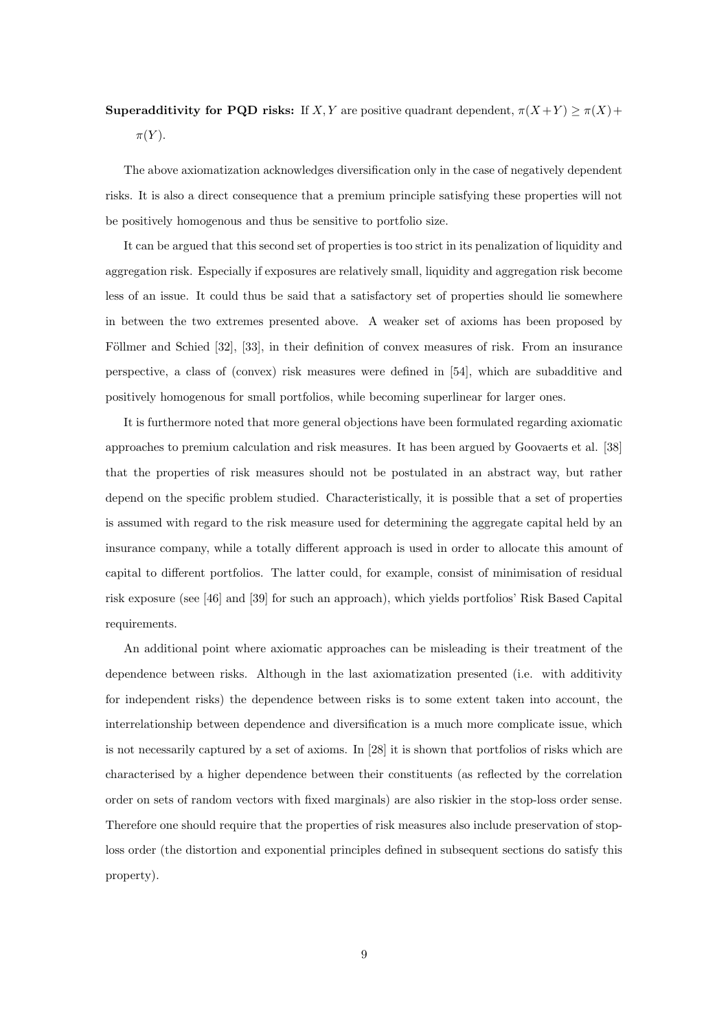**Superadditivity for PQD risks:** If $X, Y$ are positive quadrant dependent, $\pi(X+Y) \geq \pi(X) + \pi(Y)$.

The above axiomatization acknowledges diversification only in the case of negatively dependent risks. It is also a direct consequence that a premium principle satisfying these properties will not be positively homogenous and thus be sensitive to portfolio size.

It can be argued that this second set of properties is too strict in its penalization of liquidity and aggregation risk. Especially if exposures are relatively small, liquidity and aggregation risk become less of an issue. It could thus be said that a satisfactory set of properties should lie somewhere in between the two extremes presented above. A weaker set of axioms has been proposed by Föllmer and Schied [32], [33], in their definition of convex measures of risk. From an insurance perspective, a class of (convex) risk measures were defined in [54], which are subadditive and positively homogenous for small portfolios, while becoming superlinear for larger ones.

It is furthermore noted that more general objections have been formulated regarding axiomatic approaches to premium calculation and risk measures. It has been argued by Goovaerts et al. [38] that the properties of risk measures should not be postulated in an abstract way, but rather depend on the specific problem studied. Characteristically, it is possible that a set of properties is assumed with regard to the risk measure used for determining the aggregate capital held by an insurance company, while a totally different approach is used in order to allocate this amount of capital to different portfolios. The latter could, for example, consist of minimisation of residual risk exposure (see [46] and [39] for such an approach), which yields portfolios' Risk Based Capital requirements.

An additional point where axiomatic approaches can be misleading is their treatment of the dependence between risks. Although in the last axiomatization presented (i.e. with additivity for independent risks) the dependence between risks is to some extent taken into account, the interrelationship between dependence and diversification is a much more complicate issue, which is not necessarily captured by a set of axioms. In [28] it is shown that portfolios of risks which are characterised by a higher dependence between their constituents (as reflected by the correlation order on sets of random vectors with fixed marginals) are also riskier in the stop-loss order sense. Therefore one should require that the properties of risk measures also include preservation of stop-loss order (the distortion and exponential principles defined in subsequent sections do satisfy this property).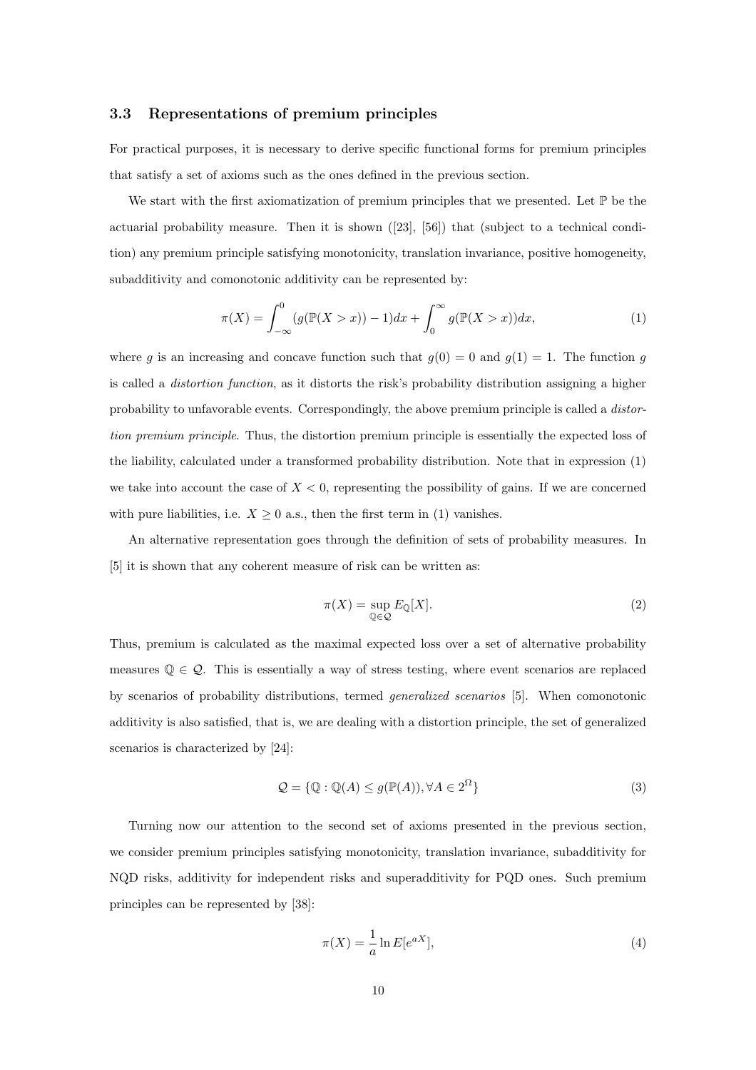### 3.3 Representations of premium principles

For practical purposes, it is necessary to derive specific functional forms for premium principles that satisfy a set of axioms such as the ones defined in the previous section.

We start with the first axiomatization of premium principles that we presented. Let $\mathbb{P}$ be the actuarial probability measure. Then it is shown ([23], [56]) that (subject to a technical condition) any premium principle satisfying monotonicity, translation invariance, positive homogeneity, subadditivity and comonotonic additivity can be represented by:

$$\pi(X) = \int_{-\infty}^{0} (g(\mathbb{P}(X > x)) - 1)dx + \int_{0}^{\infty} g(\mathbb{P}(X > x))dx, \tag{1}$$

where $g$ is an increasing and concave function such that $g(0) = 0$ and $g(1) = 1$. The function $g$ is called a *distortion function*, as it distorts the risk's probability distribution assigning a higher probability to unfavorable events. Correspondingly, the above premium principle is called a *distortion premium principle*. Thus, the distortion premium principle is essentially the expected loss of the liability, calculated under a transformed probability distribution. Note that in expression (1) we take into account the case of $X < 0$, representing the possibility of gains. If we are concerned with pure liabilities, i.e. $X \geq 0$ a.s., then the first term in (1) vanishes.

An alternative representation goes through the definition of sets of probability measures. In [5] it is shown that any coherent measure of risk can be written as:

$$\pi(X) = \sup_{\mathbb{Q} \in \mathcal{Q}} E_{\mathbb{Q}}[X]. \tag{2}$$

Thus, premium is calculated as the maximal expected loss over a set of alternative probability measures $\mathbb{Q} \in \mathcal{Q}$. This is essentially a way of stress testing, where event scenarios are replaced by scenarios of probability distributions, termed *generalized scenarios* [5]. When comonotonic additivity is also satisfied, that is, we are dealing with a distortion principle, the set of generalized scenarios is characterized by [24]:

$$\mathcal{Q} = \{\mathbb{Q} : \mathbb{Q}(A) \leq g(\mathbb{P}(A)), \forall A \in 2^{\Omega}\} \tag{3}$$

Turning now our attention to the second set of axioms presented in the previous section, we consider premium principles satisfying monotonicity, translation invariance, subadditivity for NQD risks, additivity for independent risks and superadditivity for PQD ones. Such premium principles can be represented by [38]:

$$\pi(X) = \frac{1}{a} \ln E[e^{aX}], \tag{4}$$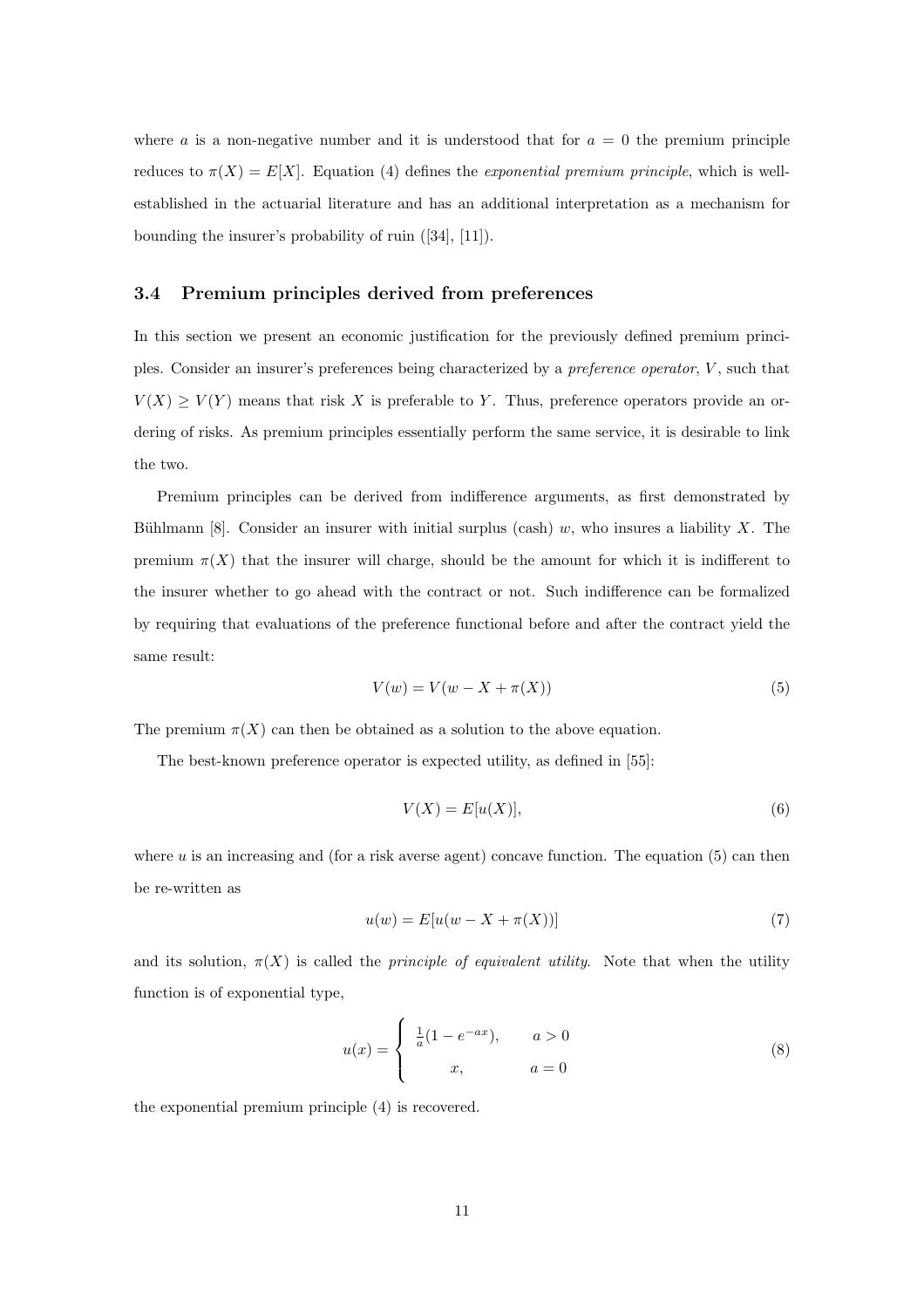where $a$ is a non-negative number and it is understood that for $a = 0$ the premium principle reduces to $\pi(X) = E[X]$. Equation (4) defines the *exponential premium principle*, which is well-established in the actuarial literature and has an additional interpretation as a mechanism for bounding the insurer's probability of ruin ([34], [11]).

### 3.4 Premium principles derived from preferences

In this section we present an economic justification for the previously defined premium principles. Consider an insurer's preferences being characterized by a *preference operator*, $V$, such that $V(X) \geq V(Y)$ means that risk $X$ is preferable to $Y$. Thus, preference operators provide an ordering of risks. As premium principles essentially perform the same service, it is desirable to link the two.

Premium principles can be derived from indifference arguments, as first demonstrated by Bühlmann [8]. Consider an insurer with initial surplus (cash) $w$, who insures a liability $X$. The premium $\pi(X)$ that the insurer will charge, should be the amount for which it is indifferent to the insurer whether to go ahead with the contract or not. Such indifference can be formalized by requiring that evaluations of the preference functional before and after the contract yield the same result:

$$V(w) = V(w - X + \pi(X)) \tag{5}$$

The premium $\pi(X)$ can then be obtained as a solution to the above equation.

The best-known preference operator is expected utility, as defined in [55]:

$$V(X) = E[u(X)], \tag{6}$$

where $u$ is an increasing and (for a risk averse agent) concave function. The equation (5) can then be re-written as

$$u(w) = E[u(w - X + \pi(X))] \tag{7}$$

and its solution, $\pi(X)$ is called the *principle of equivalent utility*. Note that when the utility function is of exponential type,

$$u(x) = \begin{cases} \frac{1}{a}(1 - e^{-ax}), & a > 0 \\ x, & a = 0 \end{cases} \tag{8}$$

the exponential premium principle (4) is recovered.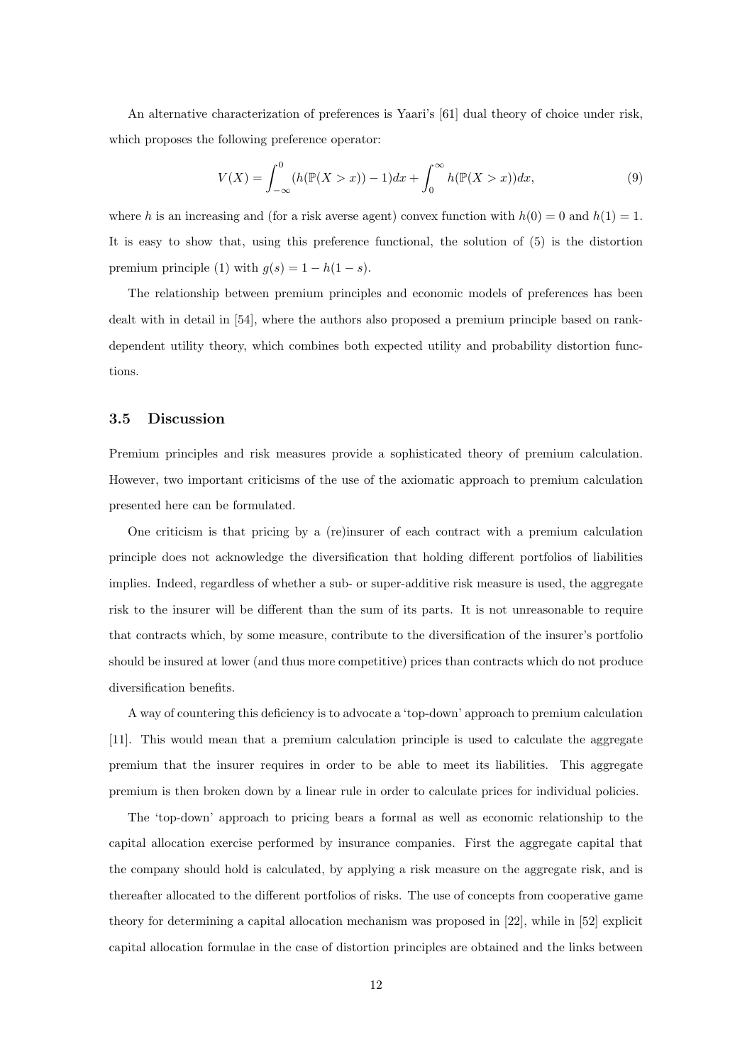An alternative characterization of preferences is Yaari's [61] dual theory of choice under risk, which proposes the following preference operator:

$$V(X) = \int_{-\infty}^{0} (h(\mathbb{P}(X > x)) - 1)dx + \int_{0}^{\infty} h(\mathbb{P}(X > x))dx, \tag{9}$$

where $h$ is an increasing and (for a risk averse agent) convex function with $h(0) = 0$ and $h(1) = 1$. It is easy to show that, using this preference functional, the solution of (5) is the distortion premium principle (1) with $g(s) = 1 - h(1 - s)$.

The relationship between premium principles and economic models of preferences has been dealt with in detail in [54], where the authors also proposed a premium principle based on rank-dependent utility theory, which combines both expected utility and probability distortion functions.

### 3.5 Discussion

Premium principles and risk measures provide a sophisticated theory of premium calculation. However, two important criticisms of the use of the axiomatic approach to premium calculation presented here can be formulated.

One criticism is that pricing by a (re)insurer of each contract with a premium calculation principle does not acknowledge the diversification that holding different portfolios of liabilities implies. Indeed, regardless of whether a sub- or super-additive risk measure is used, the aggregate risk to the insurer will be different than the sum of its parts. It is not unreasonable to require that contracts which, by some measure, contribute to the diversification of the insurer's portfolio should be insured at lower (and thus more competitive) prices than contracts which do not produce diversification benefits.

A way of countering this deficiency is to advocate a 'top-down' approach to premium calculation [11]. This would mean that a premium calculation principle is used to calculate the aggregate premium that the insurer requires in order to be able to meet its liabilities. This aggregate premium is then broken down by a linear rule in order to calculate prices for individual policies.

The 'top-down' approach to pricing bears a formal as well as economic relationship to the capital allocation exercise performed by insurance companies. First the aggregate capital that the company should hold is calculated, by applying a risk measure on the aggregate risk, and is thereafter allocated to the different portfolios of risks. The use of concepts from cooperative game theory for determining a capital allocation mechanism was proposed in [22], while in [52] explicit capital allocation formulae in the case of distortion principles are obtained and the links between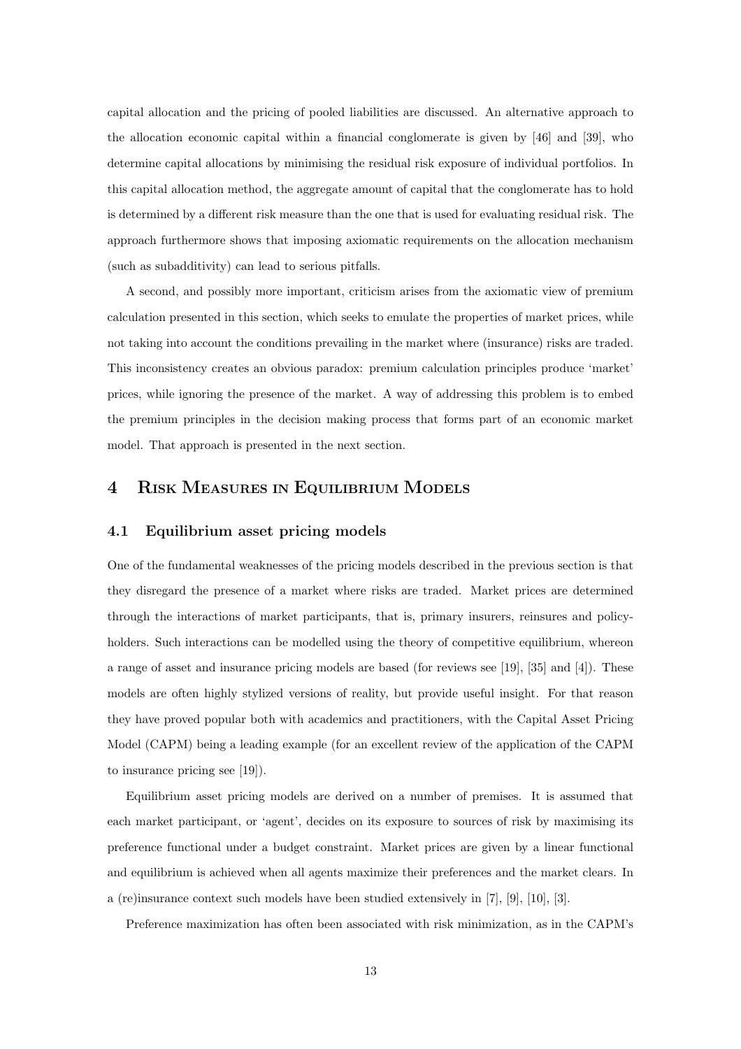capital allocation and the pricing of pooled liabilities are discussed. An alternative approach to the allocation economic capital within a financial conglomerate is given by [46] and [39], who determine capital allocations by minimising the residual risk exposure of individual portfolios. In this capital allocation method, the aggregate amount of capital that the conglomerate has to hold is determined by a different risk measure than the one that is used for evaluating residual risk. The approach furthermore shows that imposing axiomatic requirements on the allocation mechanism (such as subadditivity) can lead to serious pitfalls.

A second, and possibly more important, criticism arises from the axiomatic view of premium calculation presented in this section, which seeks to emulate the properties of market prices, while not taking into account the conditions prevailing in the market where (insurance) risks are traded. This inconsistency creates an obvious paradox: premium calculation principles produce 'market' prices, while ignoring the presence of the market. A way of addressing this problem is to embed the premium principles in the decision making process that forms part of an economic market model. That approach is presented in the next section.

# 4 Risk Measures in Equilibrium Models

## 4.1 Equilibrium asset pricing models

One of the fundamental weaknesses of the pricing models described in the previous section is that they disregard the presence of a market where risks are traded. Market prices are determined through the interactions of market participants, that is, primary insurers, reinsures and policyholders. Such interactions can be modelled using the theory of competitive equilibrium, whereon a range of asset and insurance pricing models are based (for reviews see [19], [35] and [4]). These models are often highly stylized versions of reality, but provide useful insight. For that reason they have proved popular both with academics and practitioners, with the Capital Asset Pricing Model (CAPM) being a leading example (for an excellent review of the application of the CAPM to insurance pricing see [19]).

Equilibrium asset pricing models are derived on a number of premises. It is assumed that each market participant, or 'agent', decides on its exposure to sources of risk by maximising its preference functional under a budget constraint. Market prices are given by a linear functional and equilibrium is achieved when all agents maximize their preferences and the market clears. In a (re)insurance context such models have been studied extensively in [7], [9], [10], [3].

Preference maximization has often been associated with risk minimization, as in the CAPM's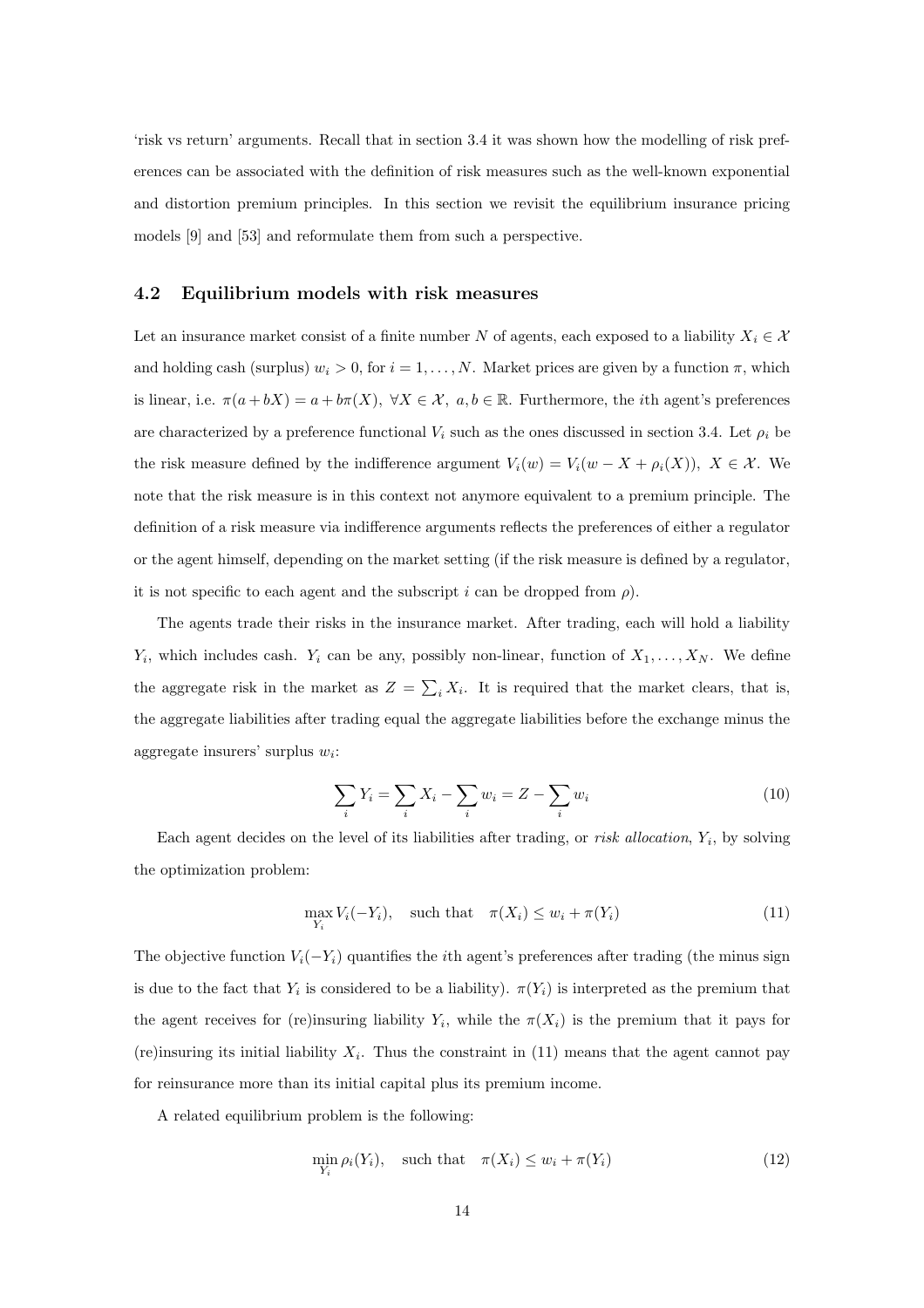'risk vs return' arguments. Recall that in section 3.4 it was shown how the modelling of risk preferences can be associated with the definition of risk measures such as the well-known exponential and distortion premium principles. In this section we revisit the equilibrium insurance pricing models [9] and [53] and reformulate them from such a perspective.

### 4.2 Equilibrium models with risk measures

Let an insurance market consist of a finite number $N$ of agents, each exposed to a liability $X_i \in \mathcal{X}$ and holding cash (surplus) $w_i > 0$, for $i = 1, \ldots, N$. Market prices are given by a function $\pi$, which is linear, i.e. $\pi(a + bX) = a + b\pi(X),\ \forall X \in \mathcal{X},\ a, b \in \mathbb{R}$. Furthermore, the $i$th agent's preferences are characterized by a preference functional $V_i$ such as the ones discussed in section 3.4. Let $\rho_i$ be the risk measure defined by the indifference argument $V_i(w) = V_i(w - X + \rho_i(X)),\ X \in \mathcal{X}$. We note that the risk measure is in this context not anymore equivalent to a premium principle. The definition of a risk measure via indifference arguments reflects the preferences of either a regulator or the agent himself, depending on the market setting (if the risk measure is defined by a regulator, it is not specific to each agent and the subscript $i$ can be dropped from $\rho$).

The agents trade their risks in the insurance market. After trading, each will hold a liability $Y_i$, which includes cash. $Y_i$ can be any, possibly non-linear, function of $X_1, \ldots, X_N$. We define the aggregate risk in the market as $Z = \sum_i X_i$. It is required that the market clears, that is, the aggregate liabilities after trading equal the aggregate liabilities before the exchange minus the aggregate insurers' surplus $w_i$:

$$\sum_i Y_i = \sum_i X_i - \sum_i w_i = Z - \sum_i w_i \tag{10}$$

Each agent decides on the level of its liabilities after trading, or *risk allocation*, $Y_i$, by solving the optimization problem:

$$\max_{Y_i} V_i(-Y_i), \quad \text{such that} \quad \pi(X_i) \leq w_i + \pi(Y_i) \tag{11}$$

The objective function $V_i(-Y_i)$ quantifies the $i$th agent's preferences after trading (the minus sign is due to the fact that $Y_i$ is considered to be a liability). $\pi(Y_i)$ is interpreted as the premium that the agent receives for (re)insuring liability $Y_i$, while the $\pi(X_i)$ is the premium that it pays for (re)insuring its initial liability $X_i$. Thus the constraint in (11) means that the agent cannot pay for reinsurance more than its initial capital plus its premium income.

A related equilibrium problem is the following:

$$\min_{Y_i} \rho_i(Y_i), \quad \text{such that} \quad \pi(X_i) \leq w_i + \pi(Y_i) \tag{12}$$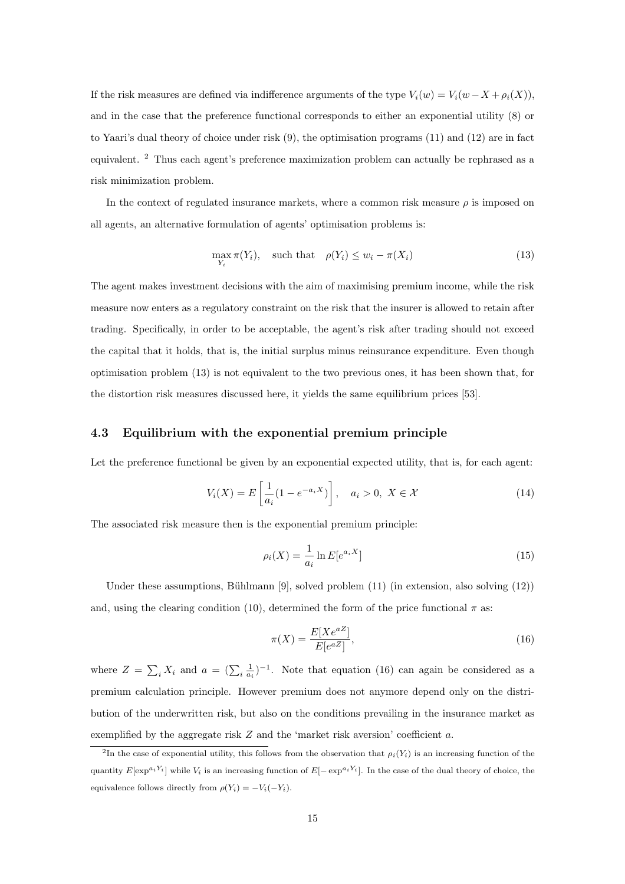If the risk measures are defined via indifference arguments of the type $V_i(w) = V_i(w - X + \rho_i(X))$, and in the case that the preference functional corresponds to either an exponential utility (8) or to Yaari's dual theory of choice under risk (9), the optimisation programs (11) and (12) are in fact equivalent. [2] Thus each agent's preference maximization problem can actually be rephrased as a risk minimization problem.

In the context of regulated insurance markets, where a common risk measure $\rho$ is imposed on all agents, an alternative formulation of agents' optimisation problems is:

$$\max_{Y_i} \pi(Y_i), \quad \text{such that} \quad \rho(Y_i) \leq w_i - \pi(X_i) \tag{13}$$

The agent makes investment decisions with the aim of maximising premium income, while the risk measure now enters as a regulatory constraint on the risk that the insurer is allowed to retain after trading. Specifically, in order to be acceptable, the agent's risk after trading should not exceed the capital that it holds, that is, the initial surplus minus reinsurance expenditure. Even though optimisation problem (13) is not equivalent to the two previous ones, it has been shown that, for the distortion risk measures discussed here, it yields the same equilibrium prices [53].

### 4.3 Equilibrium with the exponential premium principle

Let the preference functional be given by an exponential expected utility, that is, for each agent:

$$V_i(X) = E\left[\frac{1}{a_i}(1 - e^{-a_i X})\right], \quad a_i > 0, \ X \in \mathcal{X} \tag{14}$$

The associated risk measure then is the exponential premium principle:

$$\rho_i(X) = \frac{1}{a_i} \ln E[e^{a_i X}] \tag{15}$$

Under these assumptions, Bühlmann [9], solved problem (11) (in extension, also solving (12)) and, using the clearing condition (10), determined the form of the price functional $\pi$ as:

$$\pi(X) = \frac{E[Xe^{aZ}]}{E[e^{aZ}]}, \tag{16}$$

where $Z = \sum_i X_i$ and $a = (\sum_i \frac{1}{a_i})^{-1}$. Note that equation (16) can again be considered as a premium calculation principle. However premium does not anymore depend only on the distribution of the underwritten risk, but also on the conditions prevailing in the insurance market as exemplified by the aggregate risk $Z$ and the 'market risk aversion' coefficient $a$.

---

[2] In the case of exponential utility, this follows from the observation that $\rho_i(Y_i)$ is an increasing function of the quantity $E[\exp^{a_i Y_i}]$ while $V_i$ is an increasing function of $E[-\exp^{a_i Y_i}]$. In the case of the dual theory of choice, the equivalence follows directly from $\rho(Y_i) = -V_i(-Y_i)$.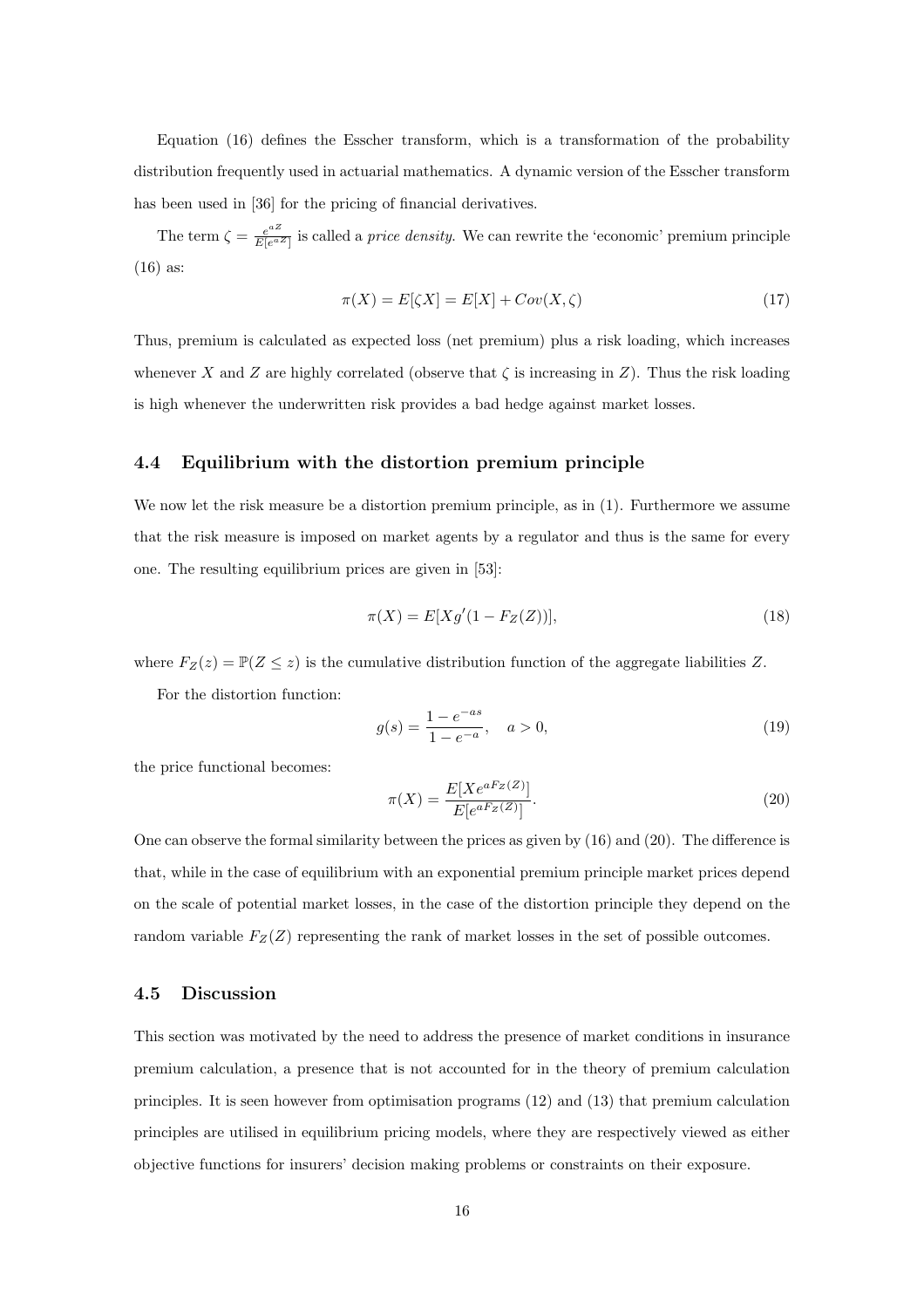Equation (16) defines the Esscher transform, which is a transformation of the probability distribution frequently used in actuarial mathematics. A dynamic version of the Esscher transform has been used in [36] for the pricing of financial derivatives.

The term $\zeta = \frac{e^{aZ}}{E[e^{aZ}]}$ is called a *price density*. We can rewrite the 'economic' premium principle (16) as:

$$\pi(X) = E[\zeta X] = E[X] + Cov(X, \zeta) \tag{17}$$

Thus, premium is calculated as expected loss (net premium) plus a risk loading, which increases whenever $X$ and $Z$ are highly correlated (observe that $\zeta$ is increasing in $Z$). Thus the risk loading is high whenever the underwritten risk provides a bad hedge against market losses.

### 4.4 Equilibrium with the distortion premium principle

We now let the risk measure be a distortion premium principle, as in (1). Furthermore we assume that the risk measure is imposed on market agents by a regulator and thus is the same for every one. The resulting equilibrium prices are given in [53]:

$$\pi(X) = E[Xg'(1 - F_Z(Z))], \tag{18}$$

where $F_Z(z) = \mathbb{P}(Z \le z)$ is the cumulative distribution function of the aggregate liabilities $Z$.

For the distortion function:

$$g(s) = \frac{1 - e^{-as}}{1 - e^{-a}}, \quad a > 0, \tag{19}$$

the price functional becomes:

$$\pi(X) = \frac{E[Xe^{aF_Z(Z)}]}{E[e^{aF_Z(Z)}]}. \tag{20}$$

One can observe the formal similarity between the prices as given by (16) and (20). The difference is that, while in the case of equilibrium with an exponential premium principle market prices depend on the scale of potential market losses, in the case of the distortion principle they depend on the random variable $F_Z(Z)$ representing the rank of market losses in the set of possible outcomes.

### 4.5 Discussion

This section was motivated by the need to address the presence of market conditions in insurance premium calculation, a presence that is not accounted for in the theory of premium calculation principles. It is seen however from optimisation programs (12) and (13) that premium calculation principles are utilised in equilibrium pricing models, where they are respectively viewed as either objective functions for insurers' decision making problems or constraints on their exposure.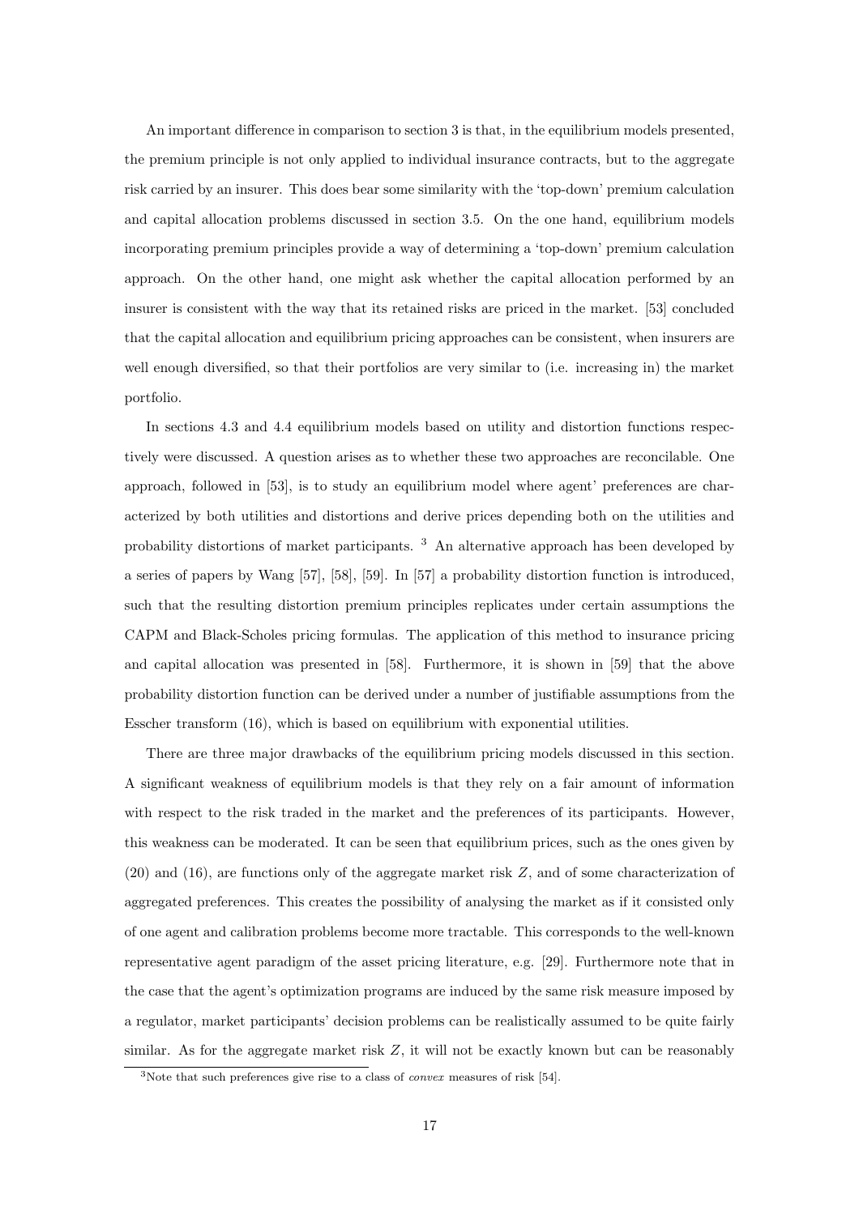An important difference in comparison to section 3 is that, in the equilibrium models presented, the premium principle is not only applied to individual insurance contracts, but to the aggregate risk carried by an insurer. This does bear some similarity with the 'top-down' premium calculation and capital allocation problems discussed in section 3.5. On the one hand, equilibrium models incorporating premium principles provide a way of determining a 'top-down' premium calculation approach. On the other hand, one might ask whether the capital allocation performed by an insurer is consistent with the way that its retained risks are priced in the market. [53] concluded that the capital allocation and equilibrium pricing approaches can be consistent, when insurers are well enough diversified, so that their portfolios are very similar to (i.e. increasing in) the market portfolio.

In sections 4.3 and 4.4 equilibrium models based on utility and distortion functions respectively were discussed. A question arises as to whether these two approaches are reconcilable. One approach, followed in [53], is to study an equilibrium model where agent' preferences are characterized by both utilities and distortions and derive prices depending both on the utilities and probability distortions of market participants. [3] An alternative approach has been developed by a series of papers by Wang [57], [58], [59]. In [57] a probability distortion function is introduced, such that the resulting distortion premium principles replicates under certain assumptions the CAPM and Black-Scholes pricing formulas. The application of this method to insurance pricing and capital allocation was presented in [58]. Furthermore, it is shown in [59] that the above probability distortion function can be derived under a number of justifiable assumptions from the Esscher transform (16), which is based on equilibrium with exponential utilities.

There are three major drawbacks of the equilibrium pricing models discussed in this section. A significant weakness of equilibrium models is that they rely on a fair amount of information with respect to the risk traded in the market and the preferences of its participants. However, this weakness can be moderated. It can be seen that equilibrium prices, such as the ones given by (20) and (16), are functions only of the aggregate market risk $Z$, and of some characterization of aggregated preferences. This creates the possibility of analysing the market as if it consisted only of one agent and calibration problems become more tractable. This corresponds to the well-known representative agent paradigm of the asset pricing literature, e.g. [29]. Furthermore note that in the case that the agent's optimization programs are induced by the same risk measure imposed by a regulator, market participants' decision problems can be realistically assumed to be quite fairly similar. As for the aggregate market risk $Z$, it will not be exactly known but can be reasonably

[3] Note that such preferences give rise to a class of *convex* measures of risk [54].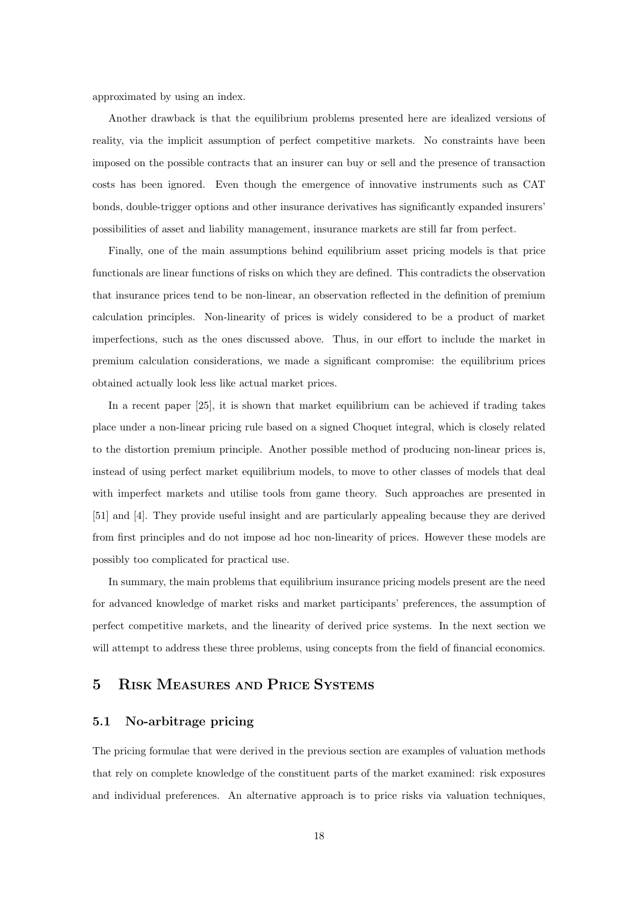approximated by using an index.

Another drawback is that the equilibrium problems presented here are idealized versions of reality, via the implicit assumption of perfect competitive markets. No constraints have been imposed on the possible contracts that an insurer can buy or sell and the presence of transaction costs has been ignored. Even though the emergence of innovative instruments such as CAT bonds, double-trigger options and other insurance derivatives has significantly expanded insurers' possibilities of asset and liability management, insurance markets are still far from perfect.

Finally, one of the main assumptions behind equilibrium asset pricing models is that price functionals are linear functions of risks on which they are defined. This contradicts the observation that insurance prices tend to be non-linear, an observation reflected in the definition of premium calculation principles. Non-linearity of prices is widely considered to be a product of market imperfections, such as the ones discussed above. Thus, in our effort to include the market in premium calculation considerations, we made a significant compromise: the equilibrium prices obtained actually look less like actual market prices.

In a recent paper [25], it is shown that market equilibrium can be achieved if trading takes place under a non-linear pricing rule based on a signed Choquet integral, which is closely related to the distortion premium principle. Another possible method of producing non-linear prices is, instead of using perfect market equilibrium models, to move to other classes of models that deal with imperfect markets and utilise tools from game theory. Such approaches are presented in [51] and [4]. They provide useful insight and are particularly appealing because they are derived from first principles and do not impose ad hoc non-linearity of prices. However these models are possibly too complicated for practical use.

In summary, the main problems that equilibrium insurance pricing models present are the need for advanced knowledge of market risks and market participants' preferences, the assumption of perfect competitive markets, and the linearity of derived price systems. In the next section we will attempt to address these three problems, using concepts from the field of financial economics.

## 5 Risk Measures and Price Systems

### 5.1 No-arbitrage pricing

The pricing formulae that were derived in the previous section are examples of valuation methods that rely on complete knowledge of the constituent parts of the market examined: risk exposures and individual preferences. An alternative approach is to price risks via valuation techniques,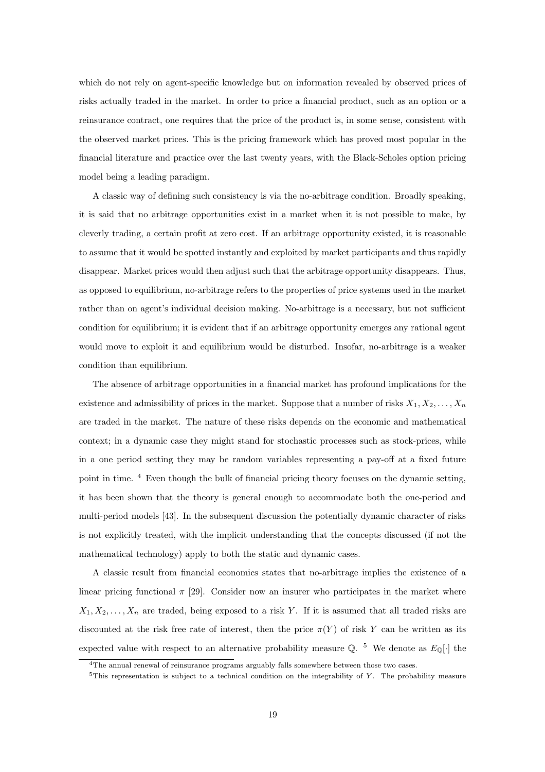which do not rely on agent-specific knowledge but on information revealed by observed prices of risks actually traded in the market. In order to price a financial product, such as an option or a reinsurance contract, one requires that the price of the product is, in some sense, consistent with the observed market prices. This is the pricing framework which has proved most popular in the financial literature and practice over the last twenty years, with the Black-Scholes option pricing model being a leading paradigm.

A classic way of defining such consistency is via the no-arbitrage condition. Broadly speaking, it is said that no arbitrage opportunities exist in a market when it is not possible to make, by cleverly trading, a certain profit at zero cost. If an arbitrage opportunity existed, it is reasonable to assume that it would be spotted instantly and exploited by market participants and thus rapidly disappear. Market prices would then adjust such that the arbitrage opportunity disappears. Thus, as opposed to equilibrium, no-arbitrage refers to the properties of price systems used in the market rather than on agent's individual decision making. No-arbitrage is a necessary, but not sufficient condition for equilibrium; it is evident that if an arbitrage opportunity emerges any rational agent would move to exploit it and equilibrium would be disturbed. Insofar, no-arbitrage is a weaker condition than equilibrium.

The absence of arbitrage opportunities in a financial market has profound implications for the existence and admissibility of prices in the market. Suppose that a number of risks $X_1, X_2, \ldots, X_n$ are traded in the market. The nature of these risks depends on the economic and mathematical context; in a dynamic case they might stand for stochastic processes such as stock-prices, while in a one period setting they may be random variables representing a pay-off at a fixed future point in time. [4] Even though the bulk of financial pricing theory focuses on the dynamic setting, it has been shown that the theory is general enough to accommodate both the one-period and multi-period models [43]. In the subsequent discussion the potentially dynamic character of risks is not explicitly treated, with the implicit understanding that the concepts discussed (if not the mathematical technology) apply to both the static and dynamic cases.

A classic result from financial economics states that no-arbitrage implies the existence of a linear pricing functional $\pi$ [29]. Consider now an insurer who participates in the market where $X_1, X_2, \ldots, X_n$ are traded, being exposed to a risk $Y$. If it is assumed that all traded risks are discounted at the risk free rate of interest, then the price $\pi(Y)$ of risk $Y$ can be written as its expected value with respect to an alternative probability measure $\mathbb{Q}$. [5] We denote as $E_{\mathbb{Q}}[\cdot]$ the

[4] The annual renewal of reinsurance programs arguably falls somewhere between those two cases.

[5] This representation is subject to a technical condition on the integrability of $Y$. The probability measure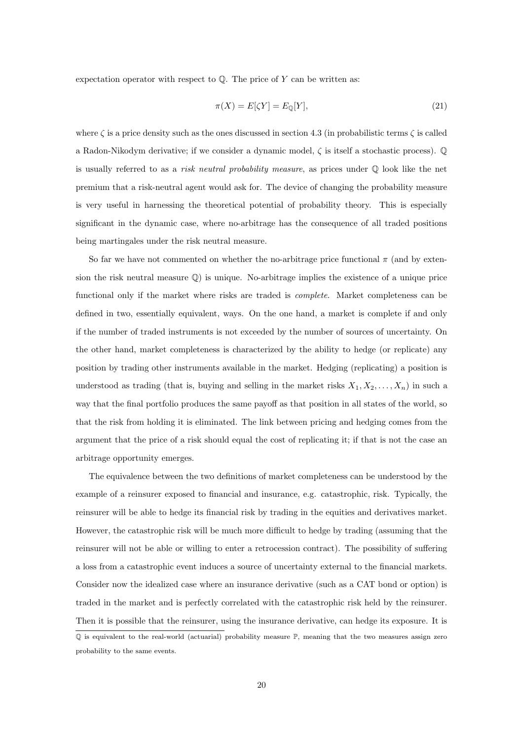expectation operator with respect to $\mathbb{Q}$. The price of $Y$ can be written as:

$$\pi(X) = E[\zeta Y] = E_{\mathbb{Q}}[Y], \tag{21}$$

where $\zeta$ is a price density such as the ones discussed in section 4.3 (in probabilistic terms $\zeta$ is called a Radon-Nikodym derivative; if we consider a dynamic model, $\zeta$ is itself a stochastic process). $\mathbb{Q}$ is usually referred to as a *risk neutral probability measure*, as prices under $\mathbb{Q}$ look like the net premium that a risk-neutral agent would ask for. The device of changing the probability measure is very useful in harnessing the theoretical potential of probability theory. This is especially significant in the dynamic case, where no-arbitrage has the consequence of all traded positions being martingales under the risk neutral measure.

So far we have not commented on whether the no-arbitrage price functional $\pi$ (and by extension the risk neutral measure $\mathbb{Q}$) is unique. No-arbitrage implies the existence of a unique price functional only if the market where risks are traded is *complete*. Market completeness can be defined in two, essentially equivalent, ways. On the one hand, a market is complete if and only if the number of traded instruments is not exceeded by the number of sources of uncertainty. On the other hand, market completeness is characterized by the ability to hedge (or replicate) any position by trading other instruments available in the market. Hedging (replicating) a position is understood as trading (that is, buying and selling in the market risks $X_1, X_2, \ldots, X_n$) in such a way that the final portfolio produces the same payoff as that position in all states of the world, so that the risk from holding it is eliminated. The link between pricing and hedging comes from the argument that the price of a risk should equal the cost of replicating it; if that is not the case an arbitrage opportunity emerges.

The equivalence between the two definitions of market completeness can be understood by the example of a reinsurer exposed to financial and insurance, e.g. catastrophic, risk. Typically, the reinsurer will be able to hedge its financial risk by trading in the equities and derivatives market. However, the catastrophic risk will be much more difficult to hedge by trading (assuming that the reinsurer will not be able or willing to enter a retrocession contract). The possibility of suffering a loss from a catastrophic event induces a source of uncertainty external to the financial markets. Consider now the idealized case where an insurance derivative (such as a CAT bond or option) is traded in the market and is perfectly correlated with the catastrophic risk held by the reinsurer. Then it is possible that the reinsurer, using the insurance derivative, can hedge its exposure. It is

$\mathbb{Q}$ is equivalent to the real-world (actuarial) probability measure $\mathbb{P}$, meaning that the two measures assign zero probability to the same events.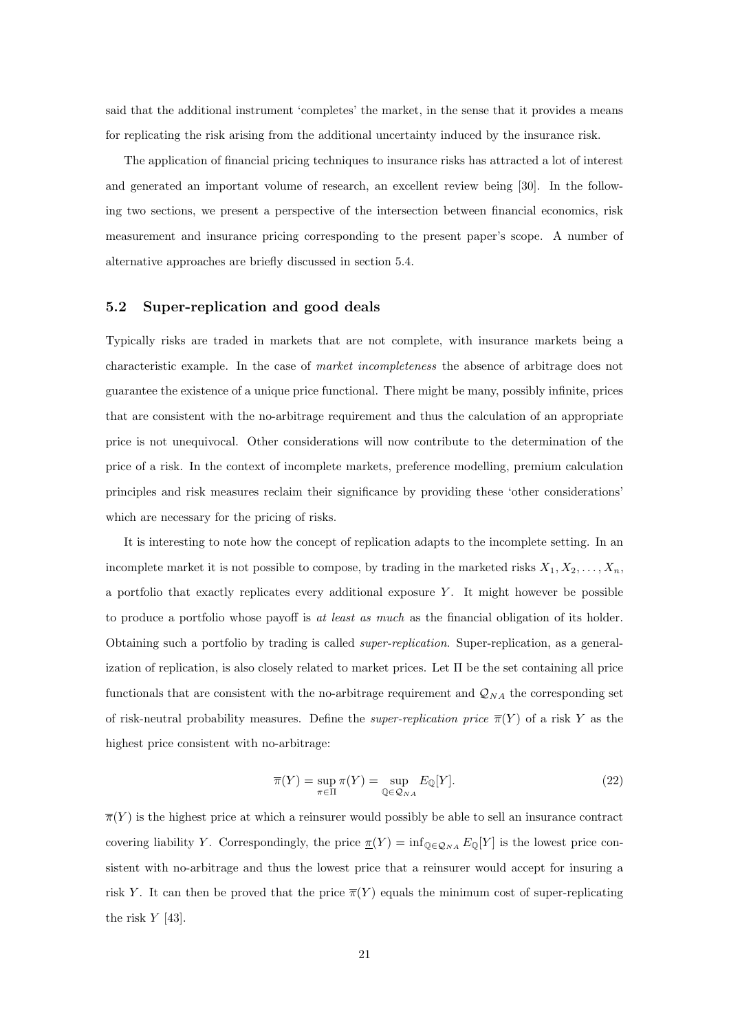said that the additional instrument 'completes' the market, in the sense that it provides a means for replicating the risk arising from the additional uncertainty induced by the insurance risk.

The application of financial pricing techniques to insurance risks has attracted a lot of interest and generated an important volume of research, an excellent review being [30]. In the following two sections, we present a perspective of the intersection between financial economics, risk measurement and insurance pricing corresponding to the present paper's scope. A number of alternative approaches are briefly discussed in section 5.4.

## 5.2 Super-replication and good deals

Typically risks are traded in markets that are not complete, with insurance markets being a characteristic example. In the case of *market incompleteness* the absence of arbitrage does not guarantee the existence of a unique price functional. There might be many, possibly infinite, prices that are consistent with the no-arbitrage requirement and thus the calculation of an appropriate price is not unequivocal. Other considerations will now contribute to the determination of the price of a risk. In the context of incomplete markets, preference modelling, premium calculation principles and risk measures reclaim their significance by providing these 'other considerations' which are necessary for the pricing of risks.

It is interesting to note how the concept of replication adapts to the incomplete setting. In an incomplete market it is not possible to compose, by trading in the marketed risks $X_1, X_2, \ldots, X_n$, a portfolio that exactly replicates every additional exposure $Y$. It might however be possible to produce a portfolio whose payoff is *at least as much* as the financial obligation of its holder. Obtaining such a portfolio by trading is called *super-replication*. Super-replication, as a generalization of replication, is also closely related to market prices. Let $\Pi$ be the set containing all price functionals that are consistent with the no-arbitrage requirement and $\mathcal{Q}_{NA}$ the corresponding set of risk-neutral probability measures. Define the *super-replication price* $\overline{\pi}(Y)$ of a risk $Y$ as the highest price consistent with no-arbitrage:

$$\overline{\pi}(Y) = \sup_{\pi \in \Pi} \pi(Y) = \sup_{\mathbb{Q} \in \mathcal{Q}_{NA}} E_{\mathbb{Q}}[Y]. \tag{22}$$

$\overline{\pi}(Y)$ is the highest price at which a reinsurer would possibly be able to sell an insurance contract covering liability $Y$. Correspondingly, the price $\underline{\pi}(Y) = \inf_{\mathbb{Q} \in \mathcal{Q}_{NA}} E_{\mathbb{Q}}[Y]$ is the lowest price consistent with no-arbitrage and thus the lowest price that a reinsurer would accept for insuring a risk $Y$. It can then be proved that the price $\overline{\pi}(Y)$ equals the minimum cost of super-replicating the risk $Y$ [43].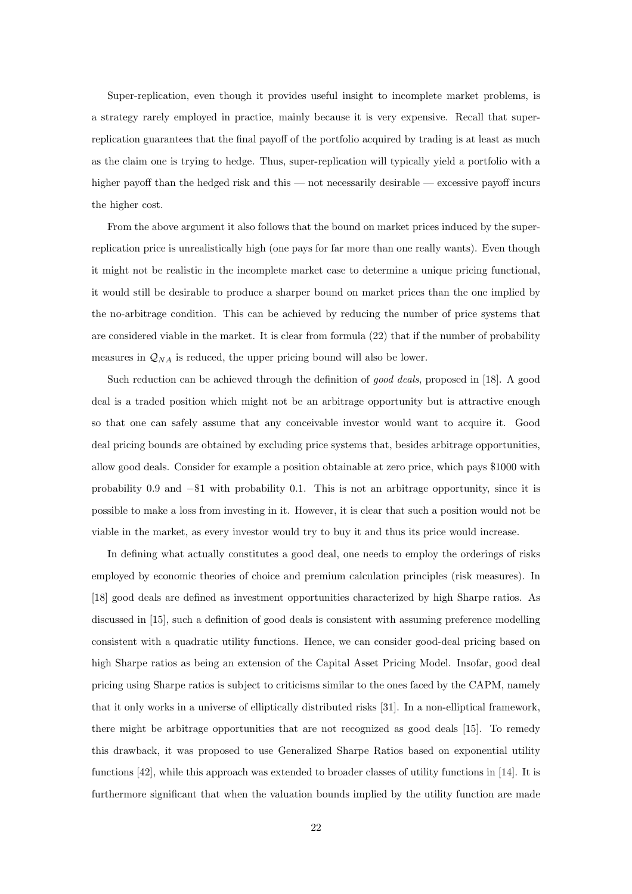Super-replication, even though it provides useful insight to incomplete market problems, is a strategy rarely employed in practice, mainly because it is very expensive. Recall that super-replication guarantees that the final payoff of the portfolio acquired by trading is at least as much as the claim one is trying to hedge. Thus, super-replication will typically yield a portfolio with a higher payoff than the hedged risk and this — not necessarily desirable — excessive payoff incurs the higher cost.

From the above argument it also follows that the bound on market prices induced by the super-replication price is unrealistically high (one pays for far more than one really wants). Even though it might not be realistic in the incomplete market case to determine a unique pricing functional, it would still be desirable to produce a sharper bound on market prices than the one implied by the no-arbitrage condition. This can be achieved by reducing the number of price systems that are considered viable in the market. It is clear from formula (22) that if the number of probability measures in $\mathcal{Q}_{NA}$ is reduced, the upper pricing bound will also be lower.

Such reduction can be achieved through the definition of *good deals*, proposed in [18]. A good deal is a traded position which might not be an arbitrage opportunity but is attractive enough so that one can safely assume that any conceivable investor would want to acquire it. Good deal pricing bounds are obtained by excluding price systems that, besides arbitrage opportunities, allow good deals. Consider for example a position obtainable at zero price, which pays \$1000 with probability 0.9 and $-$\$1 with probability 0.1. This is not an arbitrage opportunity, since it is possible to make a loss from investing in it. However, it is clear that such a position would not be viable in the market, as every investor would try to buy it and thus its price would increase.

In defining what actually constitutes a good deal, one needs to employ the orderings of risks employed by economic theories of choice and premium calculation principles (risk measures). In [18] good deals are defined as investment opportunities characterized by high Sharpe ratios. As discussed in [15], such a definition of good deals is consistent with assuming preference modelling consistent with a quadratic utility functions. Hence, we can consider good-deal pricing based on high Sharpe ratios as being an extension of the Capital Asset Pricing Model. Insofar, good deal pricing using Sharpe ratios is subject to criticisms similar to the ones faced by the CAPM, namely that it only works in a universe of elliptically distributed risks [31]. In a non-elliptical framework, there might be arbitrage opportunities that are not recognized as good deals [15]. To remedy this drawback, it was proposed to use Generalized Sharpe Ratios based on exponential utility functions [42], while this approach was extended to broader classes of utility functions in [14]. It is furthermore significant that when the valuation bounds implied by the utility function are made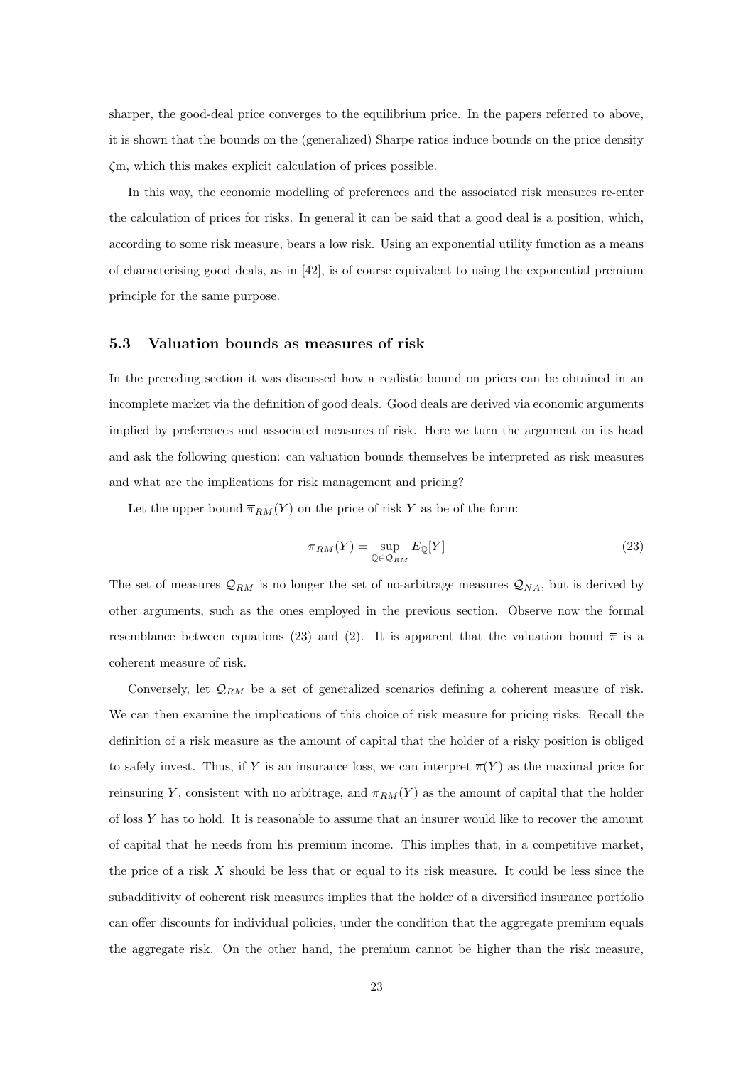sharper, the good-deal price converges to the equilibrium price. In the papers referred to above, it is shown that the bounds on the (generalized) Sharpe ratios induce bounds on the price density $\zeta$m, which this makes explicit calculation of prices possible.

In this way, the economic modelling of preferences and the associated risk measures re-enter the calculation of prices for risks. In general it can be said that a good deal is a position, which, according to some risk measure, bears a low risk. Using an exponential utility function as a means of characterising good deals, as in [42], is of course equivalent to using the exponential premium principle for the same purpose.

### 5.3 Valuation bounds as measures of risk

In the preceding section it was discussed how a realistic bound on prices can be obtained in an incomplete market via the definition of good deals. Good deals are derived via economic arguments implied by preferences and associated measures of risk. Here we turn the argument on its head and ask the following question: can valuation bounds themselves be interpreted as risk measures and what are the implications for risk management and pricing?

Let the upper bound $\overline{\pi}_{RM}(Y)$ on the price of risk $Y$ as be of the form:

$$\overline{\pi}_{RM}(Y) = \sup_{\mathbb{Q} \in \mathcal{Q}_{RM}} E_{\mathbb{Q}}[Y] \tag{23}$$

The set of measures $\mathcal{Q}_{RM}$ is no longer the set of no-arbitrage measures $\mathcal{Q}_{NA}$, but is derived by other arguments, such as the ones employed in the previous section. Observe now the formal resemblance between equations (23) and (2). It is apparent that the valuation bound $\overline{\pi}$ is a coherent measure of risk.

Conversely, let $\mathcal{Q}_{RM}$ be a set of generalized scenarios defining a coherent measure of risk. We can then examine the implications of this choice of risk measure for pricing risks. Recall the definition of a risk measure as the amount of capital that the holder of a risky position is obliged to safely invest. Thus, if $Y$ is an insurance loss, we can interpret $\overline{\pi}(Y)$ as the maximal price for reinsuring $Y$, consistent with no arbitrage, and $\overline{\pi}_{RM}(Y)$ as the amount of capital that the holder of loss $Y$ has to hold. It is reasonable to assume that an insurer would like to recover the amount of capital that he needs from his premium income. This implies that, in a competitive market, the price of a risk $X$ should be less that or equal to its risk measure. It could be less since the subadditivity of coherent risk measures implies that the holder of a diversified insurance portfolio can offer discounts for individual policies, under the condition that the aggregate premium equals the aggregate risk. On the other hand, the premium cannot be higher than the risk measure,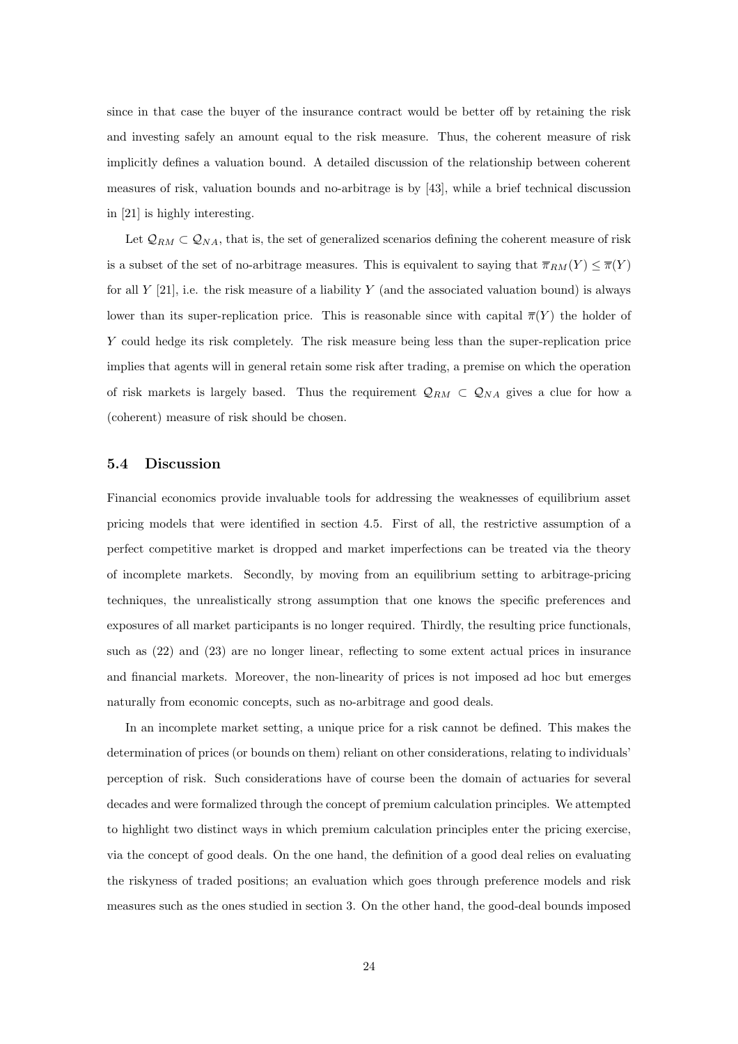since in that case the buyer of the insurance contract would be better off by retaining the risk and investing safely an amount equal to the risk measure. Thus, the coherent measure of risk implicitly defines a valuation bound. A detailed discussion of the relationship between coherent measures of risk, valuation bounds and no-arbitrage is by [43], while a brief technical discussion in [21] is highly interesting.

Let $\mathcal{Q}_{RM} \subset \mathcal{Q}_{NA}$, that is, the set of generalized scenarios defining the coherent measure of risk is a subset of the set of no-arbitrage measures. This is equivalent to saying that $\overline{\pi}_{RM}(Y) \leq \overline{\pi}(Y)$ for all $Y$ [21], i.e. the risk measure of a liability $Y$ (and the associated valuation bound) is always lower than its super-replication price. This is reasonable since with capital $\overline{\pi}(Y)$ the holder of $Y$ could hedge its risk completely. The risk measure being less than the super-replication price implies that agents will in general retain some risk after trading, a premise on which the operation of risk markets is largely based. Thus the requirement $\mathcal{Q}_{RM} \subset \mathcal{Q}_{NA}$ gives a clue for how a (coherent) measure of risk should be chosen.

### 5.4 Discussion

Financial economics provide invaluable tools for addressing the weaknesses of equilibrium asset pricing models that were identified in section 4.5. First of all, the restrictive assumption of a perfect competitive market is dropped and market imperfections can be treated via the theory of incomplete markets. Secondly, by moving from an equilibrium setting to arbitrage-pricing techniques, the unrealistically strong assumption that one knows the specific preferences and exposures of all market participants is no longer required. Thirdly, the resulting price functionals, such as (22) and (23) are no longer linear, reflecting to some extent actual prices in insurance and financial markets. Moreover, the non-linearity of prices is not imposed ad hoc but emerges naturally from economic concepts, such as no-arbitrage and good deals.

In an incomplete market setting, a unique price for a risk cannot be defined. This makes the determination of prices (or bounds on them) reliant on other considerations, relating to individuals' perception of risk. Such considerations have of course been the domain of actuaries for several decades and were formalized through the concept of premium calculation principles. We attempted to highlight two distinct ways in which premium calculation principles enter the pricing exercise, via the concept of good deals. On the one hand, the definition of a good deal relies on evaluating the riskyness of traded positions; an evaluation which goes through preference models and risk measures such as the ones studied in section 3. On the other hand, the good-deal bounds imposed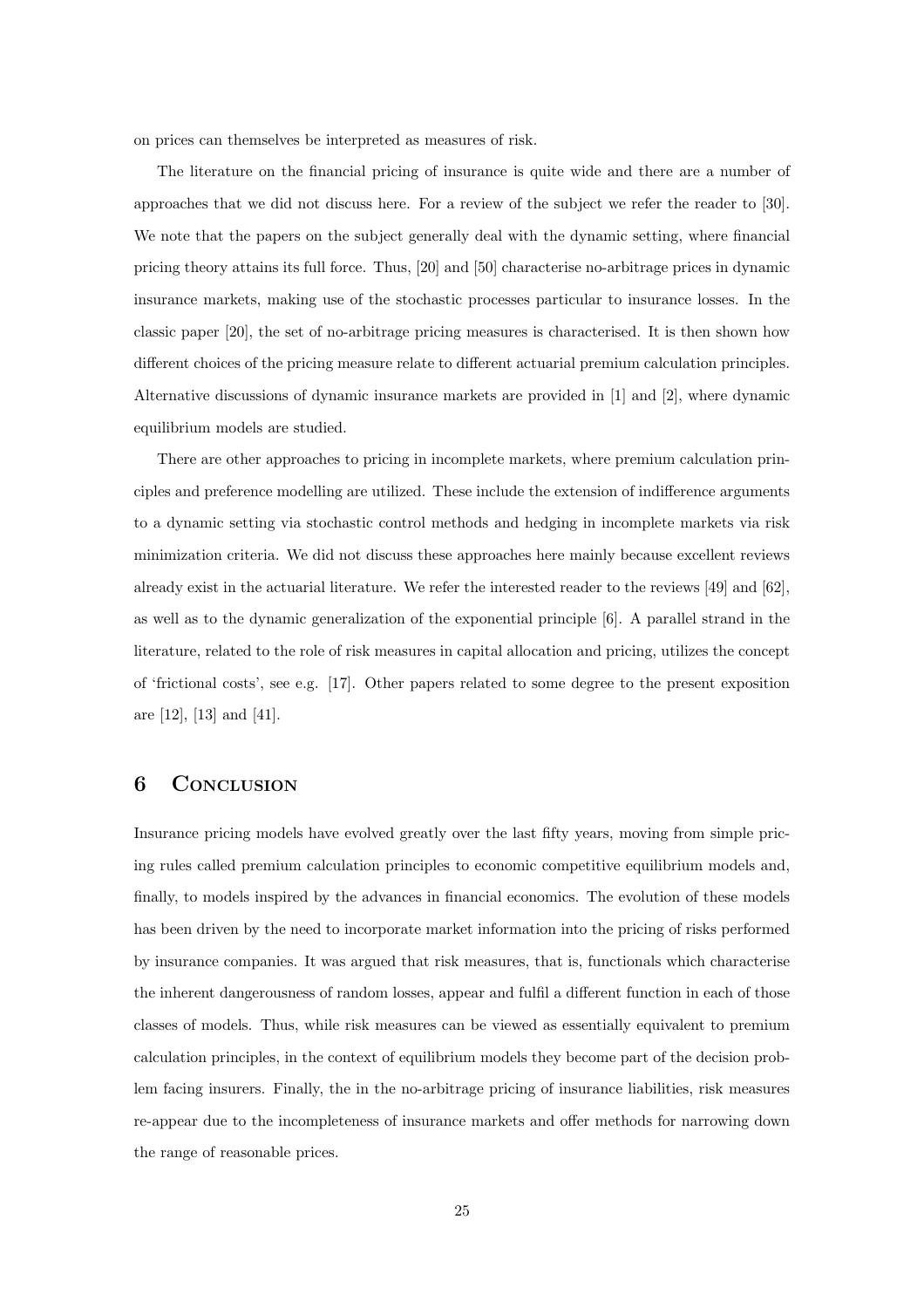on prices can themselves be interpreted as measures of risk.

The literature on the financial pricing of insurance is quite wide and there are a number of approaches that we did not discuss here. For a review of the subject we refer the reader to [30]. We note that the papers on the subject generally deal with the dynamic setting, where financial pricing theory attains its full force. Thus, [20] and [50] characterise no-arbitrage prices in dynamic insurance markets, making use of the stochastic processes particular to insurance losses. In the classic paper [20], the set of no-arbitrage pricing measures is characterised. It is then shown how different choices of the pricing measure relate to different actuarial premium calculation principles. Alternative discussions of dynamic insurance markets are provided in [1] and [2], where dynamic equilibrium models are studied.

There are other approaches to pricing in incomplete markets, where premium calculation principles and preference modelling are utilized. These include the extension of indifference arguments to a dynamic setting via stochastic control methods and hedging in incomplete markets via risk minimization criteria. We did not discuss these approaches here mainly because excellent reviews already exist in the actuarial literature. We refer the interested reader to the reviews [49] and [62], as well as to the dynamic generalization of the exponential principle [6]. A parallel strand in the literature, related to the role of risk measures in capital allocation and pricing, utilizes the concept of 'frictional costs', see e.g. [17]. Other papers related to some degree to the present exposition are [12], [13] and [41].

# 6 Conclusion

Insurance pricing models have evolved greatly over the last fifty years, moving from simple pricing rules called premium calculation principles to economic competitive equilibrium models and, finally, to models inspired by the advances in financial economics. The evolution of these models has been driven by the need to incorporate market information into the pricing of risks performed by insurance companies. It was argued that risk measures, that is, functionals which characterise the inherent dangerousness of random losses, appear and fulfil a different function in each of those classes of models. Thus, while risk measures can be viewed as essentially equivalent to premium calculation principles, in the context of equilibrium models they become part of the decision problem facing insurers. Finally, the in the no-arbitrage pricing of insurance liabilities, risk measures re-appear due to the incompleteness of insurance markets and offer methods for narrowing down the range of reasonable prices.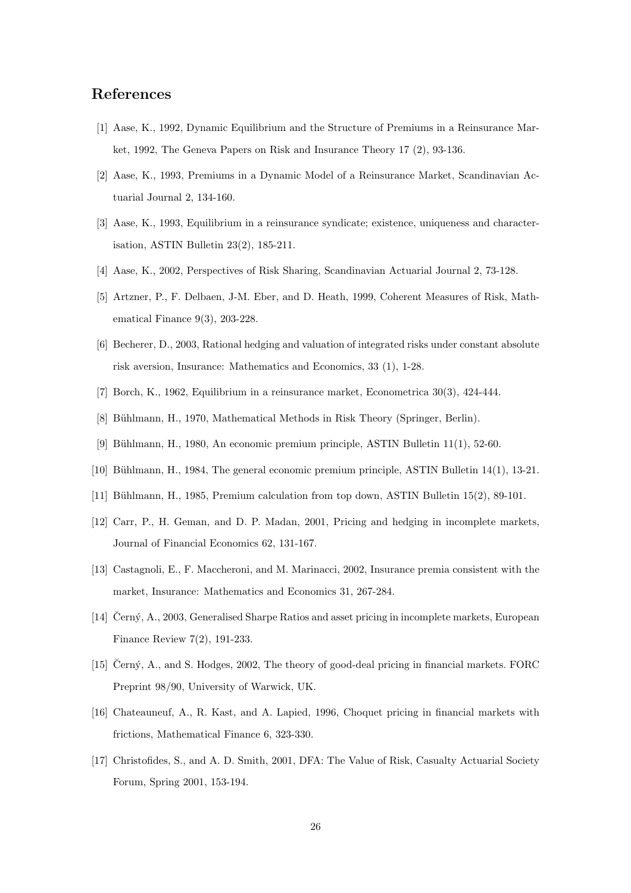## References

[1] Aase, K., 1992, Dynamic Equilibrium and the Structure of Premiums in a Reinsurance Market, 1992, The Geneva Papers on Risk and Insurance Theory 17 (2), 93-136.

[2] Aase, K., 1993, Premiums in a Dynamic Model of a Reinsurance Market, Scandinavian Actuarial Journal 2, 134-160.

[3] Aase, K., 1993, Equilibrium in a reinsurance syndicate; existence, uniqueness and characterisation, ASTIN Bulletin 23(2), 185-211.

[4] Aase, K., 2002, Perspectives of Risk Sharing, Scandinavian Actuarial Journal 2, 73-128.

[5] Artzner, P., F. Delbaen, J-M. Eber, and D. Heath, 1999, Coherent Measures of Risk, Mathematical Finance 9(3), 203-228.

[6] Becherer, D., 2003, Rational hedging and valuation of integrated risks under constant absolute risk aversion, Insurance: Mathematics and Economics, 33 (1), 1-28.

[7] Borch, K., 1962, Equilibrium in a reinsurance market, Econometrica 30(3), 424-444.

[8] Bühlmann, H., 1970, Mathematical Methods in Risk Theory (Springer, Berlin).

[9] Bühlmann, H., 1980, An economic premium principle, ASTIN Bulletin 11(1), 52-60.

[10] Bühlmann, H., 1984, The general economic premium principle, ASTIN Bulletin 14(1), 13-21.

[11] Bühlmann, H., 1985, Premium calculation from top down, ASTIN Bulletin 15(2), 89-101.

[12] Carr, P., H. Geman, and D. P. Madan, 2001, Pricing and hedging in incomplete markets, Journal of Financial Economics 62, 131-167.

[13] Castagnoli, E., F. Maccheroni, and M. Marinacci, 2002, Insurance premia consistent with the market, Insurance: Mathematics and Economics 31, 267-284.

[14] Černý, A., 2003, Generalised Sharpe Ratios and asset pricing in incomplete markets, European Finance Review 7(2), 191-233.

[15] Černý, A., and S. Hodges, 2002, The theory of good-deal pricing in financial markets. FORC Preprint 98/90, University of Warwick, UK.

[16] Chateauneuf, A., R. Kast, and A. Lapied, 1996, Choquet pricing in financial markets with frictions, Mathematical Finance 6, 323-330.

[17] Christofides, S., and A. D. Smith, 2001, DFA: The Value of Risk, Casualty Actuarial Society Forum, Spring 2001, 153-194.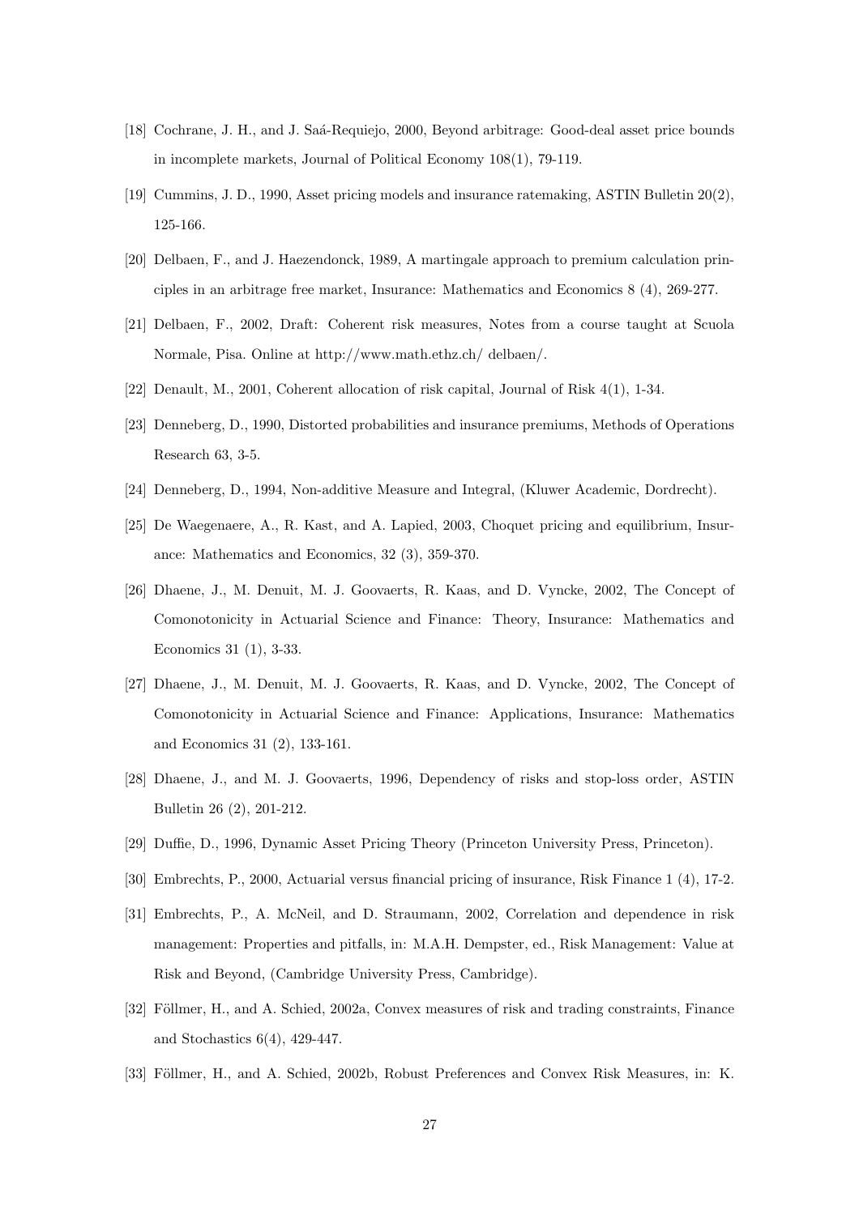[18] Cochrane, J. H., and J. Saá-Requiejo, 2000, Beyond arbitrage: Good-deal asset price bounds in incomplete markets, Journal of Political Economy 108(1), 79-119.

[19] Cummins, J. D., 1990, Asset pricing models and insurance ratemaking, ASTIN Bulletin 20(2), 125-166.

[20] Delbaen, F., and J. Haezendonck, 1989, A martingale approach to premium calculation principles in an arbitrage free market, Insurance: Mathematics and Economics 8 (4), 269-277.

[21] Delbaen, F., 2002, Draft: Coherent risk measures, Notes from a course taught at Scuola Normale, Pisa. Online at http://www.math.ethz.ch/ delbaen/.

[22] Denault, M., 2001, Coherent allocation of risk capital, Journal of Risk 4(1), 1-34.

[23] Denneberg, D., 1990, Distorted probabilities and insurance premiums, Methods of Operations Research 63, 3-5.

[24] Denneberg, D., 1994, Non-additive Measure and Integral, (Kluwer Academic, Dordrecht).

[25] De Waegenaere, A., R. Kast, and A. Lapied, 2003, Choquet pricing and equilibrium, Insurance: Mathematics and Economics, 32 (3), 359-370.

[26] Dhaene, J., M. Denuit, M. J. Goovaerts, R. Kaas, and D. Vyncke, 2002, The Concept of Comonotonicity in Actuarial Science and Finance: Theory, Insurance: Mathematics and Economics 31 (1), 3-33.

[27] Dhaene, J., M. Denuit, M. J. Goovaerts, R. Kaas, and D. Vyncke, 2002, The Concept of Comonotonicity in Actuarial Science and Finance: Applications, Insurance: Mathematics and Economics 31 (2), 133-161.

[28] Dhaene, J., and M. J. Goovaerts, 1996, Dependency of risks and stop-loss order, ASTIN Bulletin 26 (2), 201-212.

[29] Duffie, D., 1996, Dynamic Asset Pricing Theory (Princeton University Press, Princeton).

[30] Embrechts, P., 2000, Actuarial versus financial pricing of insurance, Risk Finance 1 (4), 17-2.

[31] Embrechts, P., A. McNeil, and D. Straumann, 2002, Correlation and dependence in risk management: Properties and pitfalls, in: M.A.H. Dempster, ed., Risk Management: Value at Risk and Beyond, (Cambridge University Press, Cambridge).

[32] Föllmer, H., and A. Schied, 2002a, Convex measures of risk and trading constraints, Finance and Stochastics 6(4), 429-447.

[33] Föllmer, H., and A. Schied, 2002b, Robust Preferences and Convex Risk Measures, in: K.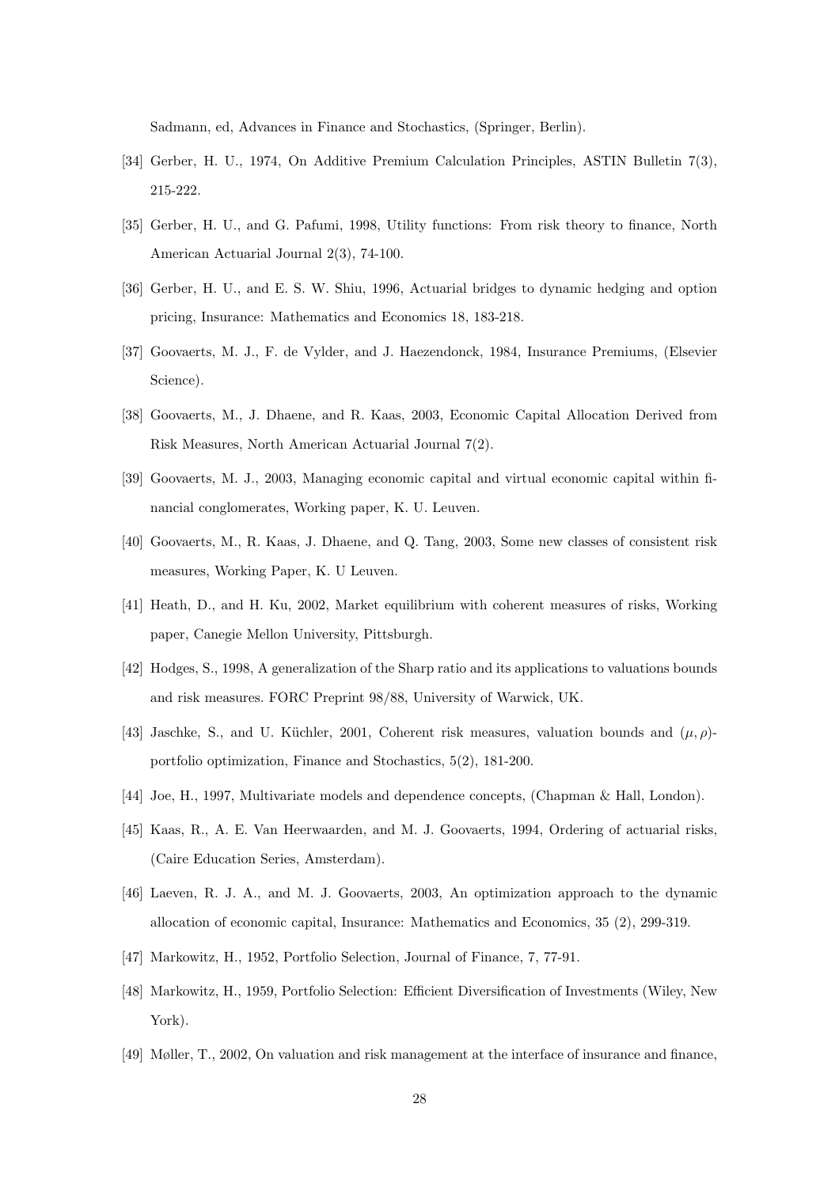Sadmann, ed, Advances in Finance and Stochastics, (Springer, Berlin).

[34] Gerber, H. U., 1974, On Additive Premium Calculation Principles, ASTIN Bulletin 7(3), 215-222.

[35] Gerber, H. U., and G. Pafumi, 1998, Utility functions: From risk theory to finance, North American Actuarial Journal 2(3), 74-100.

[36] Gerber, H. U., and E. S. W. Shiu, 1996, Actuarial bridges to dynamic hedging and option pricing, Insurance: Mathematics and Economics 18, 183-218.

[37] Goovaerts, M. J., F. de Vylder, and J. Haezendonck, 1984, Insurance Premiums, (Elsevier Science).

[38] Goovaerts, M., J. Dhaene, and R. Kaas, 2003, Economic Capital Allocation Derived from Risk Measures, North American Actuarial Journal 7(2).

[39] Goovaerts, M. J., 2003, Managing economic capital and virtual economic capital within financial conglomerates, Working paper, K. U. Leuven.

[40] Goovaerts, M., R. Kaas, J. Dhaene, and Q. Tang, 2003, Some new classes of consistent risk measures, Working Paper, K. U Leuven.

[41] Heath, D., and H. Ku, 2002, Market equilibrium with coherent measures of risks, Working paper, Canegie Mellon University, Pittsburgh.

[42] Hodges, S., 1998, A generalization of the Sharp ratio and its applications to valuations bounds and risk measures. FORC Preprint 98/88, University of Warwick, UK.

[43] Jaschke, S., and U. Küchler, 2001, Coherent risk measures, valuation bounds and $(\mu, \rho)$-portfolio optimization, Finance and Stochastics, 5(2), 181-200.

[44] Joe, H., 1997, Multivariate models and dependence concepts, (Chapman & Hall, London).

[45] Kaas, R., A. E. Van Heerwaarden, and M. J. Goovaerts, 1994, Ordering of actuarial risks, (Caire Education Series, Amsterdam).

[46] Laeven, R. J. A., and M. J. Goovaerts, 2003, An optimization approach to the dynamic allocation of economic capital, Insurance: Mathematics and Economics, 35 (2), 299-319.

[47] Markowitz, H., 1952, Portfolio Selection, Journal of Finance, 7, 77-91.

[48] Markowitz, H., 1959, Portfolio Selection: Efficient Diversification of Investments (Wiley, New York).

[49] Møller, T., 2002, On valuation and risk management at the interface of insurance and finance,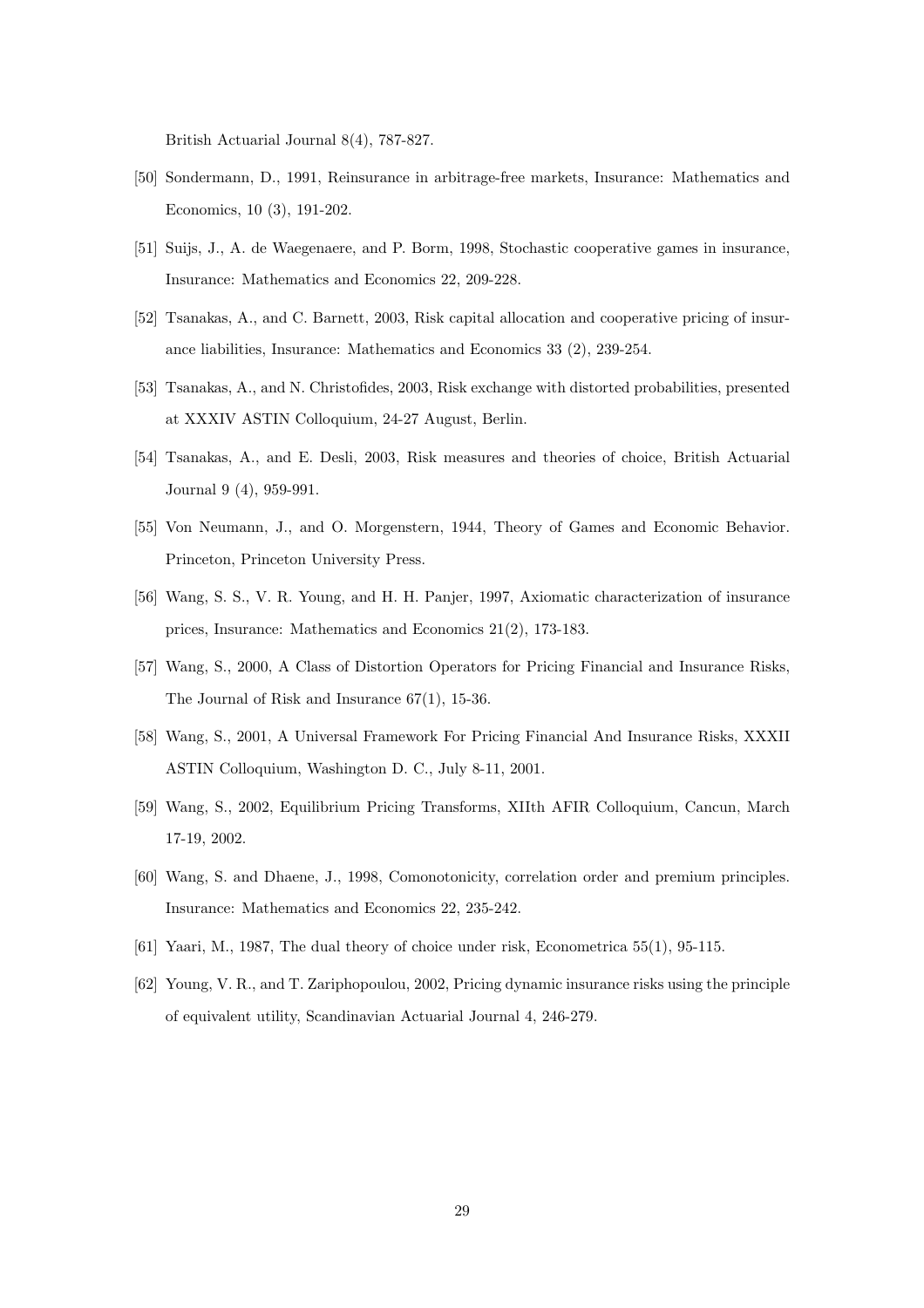British Actuarial Journal 8(4), 787-827.

[50] Sondermann, D., 1991, Reinsurance in arbitrage-free markets, Insurance: Mathematics and Economics, 10 (3), 191-202.

[51] Suijs, J., A. de Waegenaere, and P. Borm, 1998, Stochastic cooperative games in insurance, Insurance: Mathematics and Economics 22, 209-228.

[52] Tsanakas, A., and C. Barnett, 2003, Risk capital allocation and cooperative pricing of insurance liabilities, Insurance: Mathematics and Economics 33 (2), 239-254.

[53] Tsanakas, A., and N. Christofides, 2003, Risk exchange with distorted probabilities, presented at XXXIV ASTIN Colloquium, 24-27 August, Berlin.

[54] Tsanakas, A., and E. Desli, 2003, Risk measures and theories of choice, British Actuarial Journal 9 (4), 959-991.

[55] Von Neumann, J., and O. Morgenstern, 1944, Theory of Games and Economic Behavior. Princeton, Princeton University Press.

[56] Wang, S. S., V. R. Young, and H. H. Panjer, 1997, Axiomatic characterization of insurance prices, Insurance: Mathematics and Economics 21(2), 173-183.

[57] Wang, S., 2000, A Class of Distortion Operators for Pricing Financial and Insurance Risks, The Journal of Risk and Insurance 67(1), 15-36.

[58] Wang, S., 2001, A Universal Framework For Pricing Financial And Insurance Risks, XXXII ASTIN Colloquium, Washington D. C., July 8-11, 2001.

[59] Wang, S., 2002, Equilibrium Pricing Transforms, XIIth AFIR Colloquium, Cancun, March 17-19, 2002.

[60] Wang, S. and Dhaene, J., 1998, Comonotonicity, correlation order and premium principles. Insurance: Mathematics and Economics 22, 235-242.

[61] Yaari, M., 1987, The dual theory of choice under risk, Econometrica 55(1), 95-115.

[62] Young, V. R., and T. Zariphopoulou, 2002, Pricing dynamic insurance risks using the principle of equivalent utility, Scandinavian Actuarial Journal 4, 246-279.